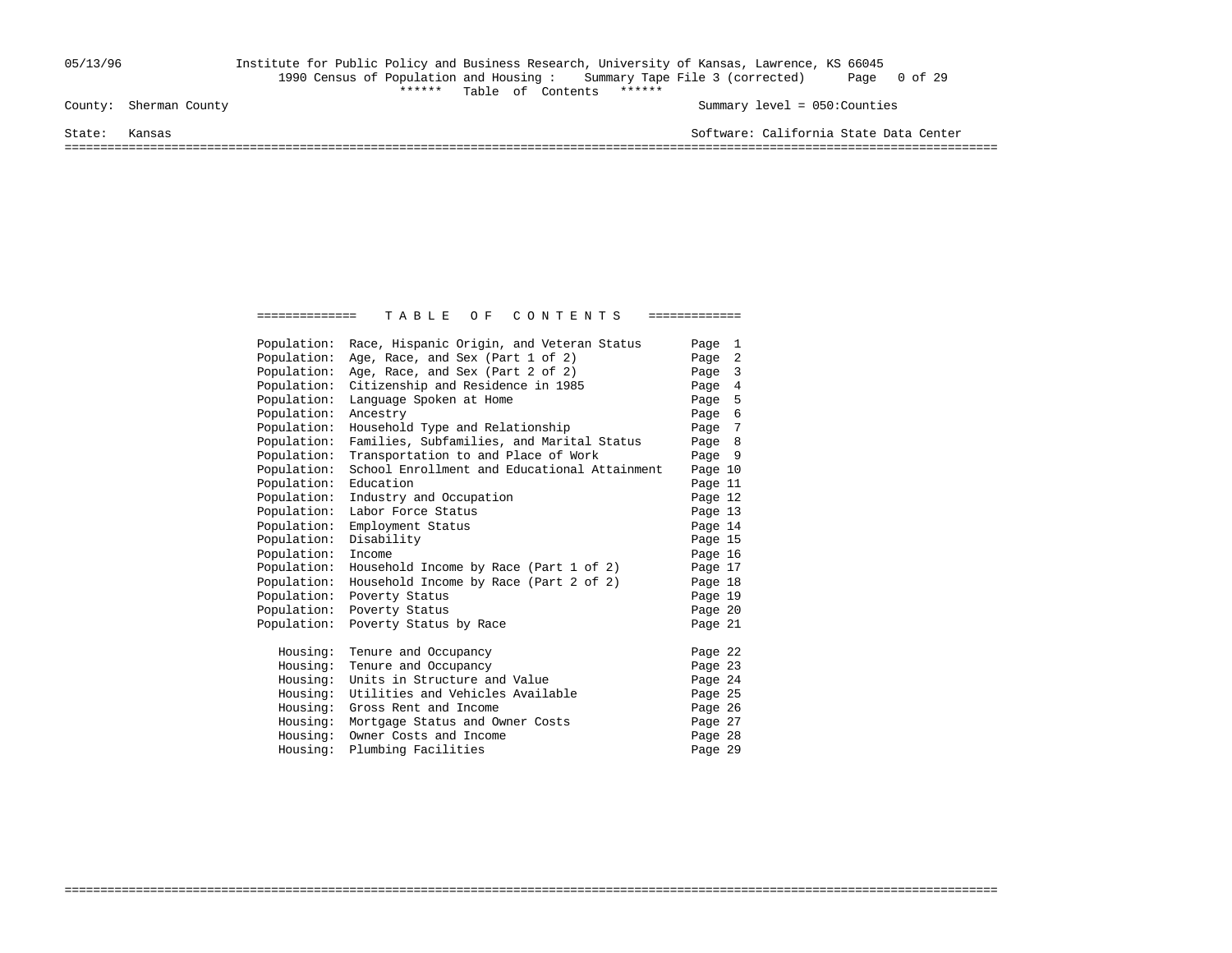05/13/96 Institute for Public Policy and Business Research, University of Kansas, Lawrence, KS 66045

1990 Census of Population and Housing : Summary Tape File 3 (corrected)

****** Table of Contents ******

County: Sherman County — Summary level = 050:Counties

State: Kansas — Software: California State Data Center

# T A B L E O F C O N T E N T S

| Category | Topic | Page |
|---|---|---|
| Population: | Race, Hispanic Origin, and Veteran Status | Page 1 |
| Population: | Age, Race, and Sex (Part 1 of 2) | Page 2 |
| Population: | Age, Race, and Sex (Part 2 of 2) | Page 3 |
| Population: | Citizenship and Residence in 1985 | Page 4 |
| Population: | Language Spoken at Home | Page 5 |
| Population: | Ancestry | Page 6 |
| Population: | Household Type and Relationship | Page 7 |
| Population: | Families, Subfamilies, and Marital Status | Page 8 |
| Population: | Transportation to and Place of Work | Page 9 |
| Population: | School Enrollment and Educational Attainment | Page 10 |
| Population: | Education | Page 11 |
| Population: | Industry and Occupation | Page 12 |
| Population: | Labor Force Status | Page 13 |
| Population: | Employment Status | Page 14 |
| Population: | Disability | Page 15 |
| Population: | Income | Page 16 |
| Population: | Household Income by Race (Part 1 of 2) | Page 17 |
| Population: | Household Income by Race (Part 2 of 2) | Page 18 |
| Population: | Poverty Status | Page 19 |
| Population: | Poverty Status | Page 20 |
| Population: | Poverty Status by Race | Page 21 |
| Housing: | Tenure and Occupancy | Page 22 |
| Housing: | Tenure and Occupancy | Page 23 |
| Housing: | Units in Structure and Value | Page 24 |
| Housing: | Utilities and Vehicles Available | Page 25 |
| Housing: | Gross Rent and Income | Page 26 |
| Housing: | Mortgage Status and Owner Costs | Page 27 |
| Housing: | Owner Costs and Income | Page 28 |
| Housing: | Plumbing Facilities | Page 29 |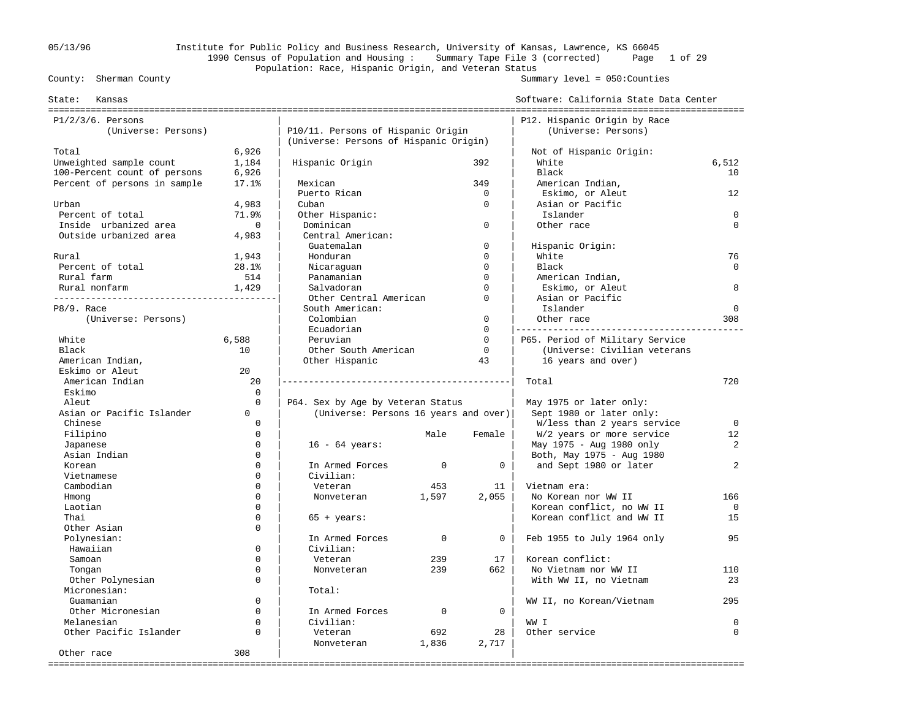Institute for Public Policy and Business Research, University of Kansas, Lawrence, KS 66045
1990 Census of Population and Housing : Summary Tape File 3 (corrected)
Population: Race, Hispanic Origin, and Veteran Status

County: Sherman County — Summary level = 050:Counties

State: Kansas — Software: California State Data Center

05/13/96

## P1/2/3/6. Persons
(Universe: Persons)

| Item | Value |
|---|---|
| Total | 6,926 |
| Unweighted sample count | 1,184 |
| 100-Percent count of persons | 6,926 |
| Percent of persons in sample | 17.1% |
| Urban | 4,983 |
| Percent of total | 71.9% |
| Inside urbanized area | 0 |
| Outside urbanized area | 4,983 |
| Rural | 1,943 |
| Percent of total | 28.1% |
| Rural farm | 514 |
| Rural nonfarm | 1,429 |

## P8/9. Race
(Universe: Persons)

| Race | Value |
|---|---|
| White | 6,588 |
| Black | 10 |
| American Indian, Eskimo or Aleut | 20 |
| American Indian | 20 |
| Eskimo | 0 |
| Aleut | 0 |
| Asian or Pacific Islander | 0 |
| Chinese | 0 |
| Filipino | 0 |
| Japanese | 0 |
| Asian Indian | 0 |
| Korean | 0 |
| Vietnamese | 0 |
| Cambodian | 0 |
| Hmong | 0 |
| Laotian | 0 |
| Thai | 0 |
| Other Asian | 0 |
| Polynesian: | |
| Hawaiian | 0 |
| Samoan | 0 |
| Tongan | 0 |
| Other Polynesian | 0 |
| Micronesian: | |
| Guamanian | 0 |
| Other Micronesian | 0 |
| Melanesian | 0 |
| Other Pacific Islander | 0 |
| Other race | 308 |

## P10/11. Persons of Hispanic Origin
(Universe: Persons of Hispanic Origin)

| Origin | Value |
|---|---|
| Hispanic Origin | 392 |
| Mexican | 349 |
| Puerto Rican | 0 |
| Cuban | 0 |
| Other Hispanic: | |
| Dominican | 0 |
| Central American: | |
| Guatemalan | 0 |
| Honduran | 0 |
| Nicaraguan | 0 |
| Panamanian | 0 |
| Salvadoran | 0 |
| Other Central American | 0 |
| South American: | |
| Colombian | 0 |
| Ecuadorian | 0 |
| Peruvian | 0 |
| Other South American | 0 |
| Other Hispanic | 43 |

## P64. Sex by Age by Veteran Status
(Universe: Persons 16 years and over)

| | Male | Female |
|---|---|---|
| **16 - 64 years:** | | |
| In Armed Forces | 0 | 0 |
| Civilian: | | |
| Veteran | 453 | 11 |
| Nonveteran | 1,597 | 2,055 |
| **65 + years:** | | |
| In Armed Forces | 0 | 0 |
| Civilian: | | |
| Veteran | 239 | 17 |
| Nonveteran | 239 | 662 |
| **Total:** | | |
| In Armed Forces | 0 | 0 |
| Civilian: | | |
| Veteran | 692 | 28 |
| Nonveteran | 1,836 | 2,717 |

## P12. Hispanic Origin by Race
(Universe: Persons)

| Category | Value |
|---|---|
| **Not of Hispanic Origin:** | |
| White | 6,512 |
| Black | 10 |
| American Indian, Eskimo, or Aleut | 12 |
| Asian or Pacific Islander | 0 |
| Other race | 0 |
| **Hispanic Origin:** | |
| White | 76 |
| Black | 0 |
| American Indian, Eskimo, or Aleut | 8 |
| Asian or Pacific Islander | 0 |
| Other race | 308 |

## P65. Period of Military Service
(Universe: Civilian veterans 16 years and over)

| Period | Value |
|---|---|
| Total | 720 |
| May 1975 or later only: | |
| Sept 1980 or later only: | |
| W/less than 2 years service | 0 |
| W/2 years or more service | 12 |
| May 1975 - Aug 1980 only | 2 |
| Both, May 1975 - Aug 1980 and Sept 1980 or later | 2 |
| Vietnam era: | |
| No Korean nor WW II | 166 |
| Korean conflict, no WW II | 0 |
| Korean conflict and WW II | 15 |
| Feb 1955 to July 1964 only | 95 |
| Korean conflict: | |
| No Vietnam nor WW II | 110 |
| With WW II, no Vietnam | 23 |
| WW II, no Korean/Vietnam | 295 |
| WW I | 0 |
| Other service | 0 |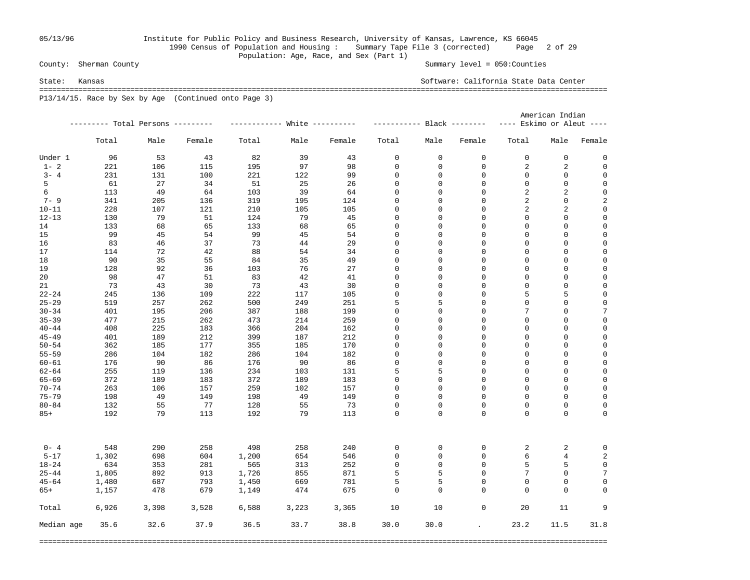County: Sherman County

Summary level = 050:Counties

State: Kansas

Software: California State Data Center

Population: Age, Race, and Sex (Part 1)

1990 Census of Population and Housing : Summary Tape File 3 (corrected)

P13/14/15. Race by Sex by Age (Continued onto Page 3)

| | Total Persons | | | White | | | Black | | | American Indian Eskimo or Aleut | | |
|---|---|---|---|---|---|---|---|---|---|---|---|---|
| | Total | Male | Female | Total | Male | Female | Total | Male | Female | Total | Male | Female |
| Under 1 | 96 | 53 | 43 | 82 | 39 | 43 | 0 | 0 | 0 | 0 | 0 | 0 |
| 1- 2 | 221 | 106 | 115 | 195 | 97 | 98 | 0 | 0 | 0 | 2 | 2 | 0 |
| 3- 4 | 231 | 131 | 100 | 221 | 122 | 99 | 0 | 0 | 0 | 0 | 0 | 0 |
| 5 | 61 | 27 | 34 | 51 | 25 | 26 | 0 | 0 | 0 | 0 | 0 | 0 |
| 6 | 113 | 49 | 64 | 103 | 39 | 64 | 0 | 0 | 0 | 2 | 2 | 0 |
| 7- 9 | 341 | 205 | 136 | 319 | 195 | 124 | 0 | 0 | 0 | 2 | 0 | 2 |
| 10-11 | 228 | 107 | 121 | 210 | 105 | 105 | 0 | 0 | 0 | 2 | 2 | 0 |
| 12-13 | 130 | 79 | 51 | 124 | 79 | 45 | 0 | 0 | 0 | 0 | 0 | 0 |
| 14 | 133 | 68 | 65 | 133 | 68 | 65 | 0 | 0 | 0 | 0 | 0 | 0 |
| 15 | 99 | 45 | 54 | 99 | 45 | 54 | 0 | 0 | 0 | 0 | 0 | 0 |
| 16 | 83 | 46 | 37 | 73 | 44 | 29 | 0 | 0 | 0 | 0 | 0 | 0 |
| 17 | 114 | 72 | 42 | 88 | 54 | 34 | 0 | 0 | 0 | 0 | 0 | 0 |
| 18 | 90 | 35 | 55 | 84 | 35 | 49 | 0 | 0 | 0 | 0 | 0 | 0 |
| 19 | 128 | 92 | 36 | 103 | 76 | 27 | 0 | 0 | 0 | 0 | 0 | 0 |
| 20 | 98 | 47 | 51 | 83 | 42 | 41 | 0 | 0 | 0 | 0 | 0 | 0 |
| 21 | 73 | 43 | 30 | 73 | 43 | 30 | 0 | 0 | 0 | 0 | 0 | 0 |
| 22-24 | 245 | 136 | 109 | 222 | 117 | 105 | 0 | 0 | 0 | 5 | 5 | 0 |
| 25-29 | 519 | 257 | 262 | 500 | 249 | 251 | 5 | 5 | 0 | 0 | 0 | 0 |
| 30-34 | 401 | 195 | 206 | 387 | 188 | 199 | 0 | 0 | 0 | 7 | 0 | 7 |
| 35-39 | 477 | 215 | 262 | 473 | 214 | 259 | 0 | 0 | 0 | 0 | 0 | 0 |
| 40-44 | 408 | 225 | 183 | 366 | 204 | 162 | 0 | 0 | 0 | 0 | 0 | 0 |
| 45-49 | 401 | 189 | 212 | 399 | 187 | 212 | 0 | 0 | 0 | 0 | 0 | 0 |
| 50-54 | 362 | 185 | 177 | 355 | 185 | 170 | 0 | 0 | 0 | 0 | 0 | 0 |
| 55-59 | 286 | 104 | 182 | 286 | 104 | 182 | 0 | 0 | 0 | 0 | 0 | 0 |
| 60-61 | 176 | 90 | 86 | 176 | 90 | 86 | 0 | 0 | 0 | 0 | 0 | 0 |
| 62-64 | 255 | 119 | 136 | 234 | 103 | 131 | 5 | 5 | 0 | 0 | 0 | 0 |
| 65-69 | 372 | 189 | 183 | 372 | 189 | 183 | 0 | 0 | 0 | 0 | 0 | 0 |
| 70-74 | 263 | 106 | 157 | 259 | 102 | 157 | 0 | 0 | 0 | 0 | 0 | 0 |
| 75-79 | 198 | 49 | 149 | 198 | 49 | 149 | 0 | 0 | 0 | 0 | 0 | 0 |
| 80-84 | 132 | 55 | 77 | 128 | 55 | 73 | 0 | 0 | 0 | 0 | 0 | 0 |
| 85+ | 192 | 79 | 113 | 192 | 79 | 113 | 0 | 0 | 0 | 0 | 0 | 0 |
| 0- 4 | 548 | 290 | 258 | 498 | 258 | 240 | 0 | 0 | 0 | 2 | 2 | 0 |
| 5-17 | 1,302 | 698 | 604 | 1,200 | 654 | 546 | 0 | 0 | 0 | 6 | 4 | 2 |
| 18-24 | 634 | 353 | 281 | 565 | 313 | 252 | 0 | 0 | 0 | 5 | 5 | 0 |
| 25-44 | 1,805 | 892 | 913 | 1,726 | 855 | 871 | 5 | 5 | 0 | 7 | 0 | 7 |
| 45-64 | 1,480 | 687 | 793 | 1,450 | 669 | 781 | 5 | 5 | 0 | 0 | 0 | 0 |
| 65+ | 1,157 | 478 | 679 | 1,149 | 474 | 675 | 0 | 0 | 0 | 0 | 0 | 0 |
| Total | 6,926 | 3,398 | 3,528 | 6,588 | 3,223 | 3,365 | 10 | 10 | 0 | 20 | 11 | 9 |
| Median age | 35.6 | 32.6 | 37.9 | 36.5 | 33.7 | 38.8 | 30.0 | 30.0 | . | 23.2 | 11.5 | 31.8 |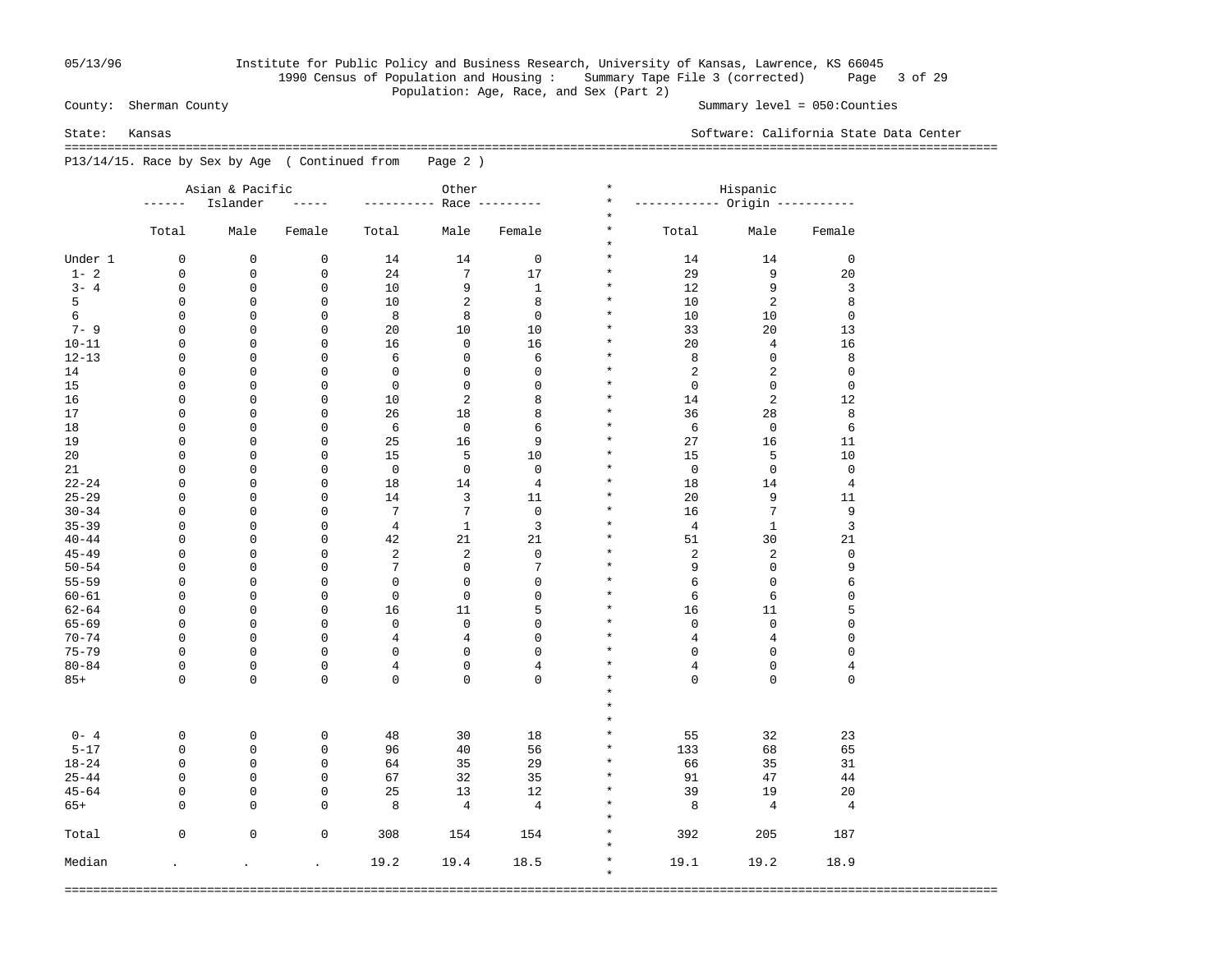05/13/96 Institute for Public Policy and Business Research, University of Kansas, Lawrence, KS 66045
1990 Census of Population and Housing : Summary Tape File 3 (corrected)
Population: Age, Race, and Sex (Part 2)

County: Sherman County — Summary level = 050:Counties

State: Kansas — Software: California State Data Center

P13/14/15. Race by Sex by Age ( Continued from Page 2 )

| | Asian & Pacific Islander | | | Other Race | | | Hispanic Origin | | |
|---|---|---|---|---|---|---|---|---|---|
| | Total | Male | Female | Total | Male | Female | Total | Male | Female |
| Under 1 | 0 | 0 | 0 | 14 | 14 | 0 | 14 | 14 | 0 |
| 1- 2 | 0 | 0 | 0 | 24 | 7 | 17 | 29 | 9 | 20 |
| 3- 4 | 0 | 0 | 0 | 10 | 9 | 1 | 12 | 9 | 3 |
| 5 | 0 | 0 | 0 | 10 | 2 | 8 | 10 | 2 | 8 |
| 6 | 0 | 0 | 0 | 8 | 8 | 0 | 10 | 10 | 0 |
| 7- 9 | 0 | 0 | 0 | 20 | 10 | 10 | 33 | 20 | 13 |
| 10-11 | 0 | 0 | 0 | 16 | 0 | 16 | 20 | 4 | 16 |
| 12-13 | 0 | 0 | 0 | 6 | 0 | 6 | 8 | 0 | 8 |
| 14 | 0 | 0 | 0 | 0 | 0 | 0 | 2 | 2 | 0 |
| 15 | 0 | 0 | 0 | 0 | 0 | 0 | 0 | 0 | 0 |
| 16 | 0 | 0 | 0 | 10 | 2 | 8 | 14 | 2 | 12 |
| 17 | 0 | 0 | 0 | 26 | 18 | 8 | 36 | 28 | 8 |
| 18 | 0 | 0 | 0 | 6 | 0 | 6 | 6 | 0 | 6 |
| 19 | 0 | 0 | 0 | 25 | 16 | 9 | 27 | 16 | 11 |
| 20 | 0 | 0 | 0 | 15 | 5 | 10 | 15 | 5 | 10 |
| 21 | 0 | 0 | 0 | 0 | 0 | 0 | 0 | 0 | 0 |
| 22-24 | 0 | 0 | 0 | 18 | 14 | 4 | 18 | 14 | 4 |
| 25-29 | 0 | 0 | 0 | 14 | 3 | 11 | 20 | 9 | 11 |
| 30-34 | 0 | 0 | 0 | 7 | 7 | 0 | 16 | 7 | 9 |
| 35-39 | 0 | 0 | 0 | 4 | 1 | 3 | 4 | 1 | 3 |
| 40-44 | 0 | 0 | 0 | 42 | 21 | 21 | 51 | 30 | 21 |
| 45-49 | 0 | 0 | 0 | 2 | 2 | 0 | 2 | 2 | 0 |
| 50-54 | 0 | 0 | 0 | 7 | 0 | 7 | 9 | 0 | 9 |
| 55-59 | 0 | 0 | 0 | 0 | 0 | 0 | 6 | 0 | 6 |
| 60-61 | 0 | 0 | 0 | 0 | 0 | 0 | 6 | 6 | 0 |
| 62-64 | 0 | 0 | 0 | 16 | 11 | 5 | 16 | 11 | 5 |
| 65-69 | 0 | 0 | 0 | 0 | 0 | 0 | 0 | 0 | 0 |
| 70-74 | 0 | 0 | 0 | 4 | 4 | 0 | 4 | 4 | 0 |
| 75-79 | 0 | 0 | 0 | 0 | 0 | 0 | 0 | 0 | 0 |
| 80-84 | 0 | 0 | 0 | 4 | 0 | 4 | 4 | 0 | 4 |
| 85+ | 0 | 0 | 0 | 0 | 0 | 0 | 0 | 0 | 0 |
| 0- 4 | 0 | 0 | 0 | 48 | 30 | 18 | 55 | 32 | 23 |
| 5-17 | 0 | 0 | 0 | 96 | 40 | 56 | 133 | 68 | 65 |
| 18-24 | 0 | 0 | 0 | 64 | 35 | 29 | 66 | 35 | 31 |
| 25-44 | 0 | 0 | 0 | 67 | 32 | 35 | 91 | 47 | 44 |
| 45-64 | 0 | 0 | 0 | 25 | 13 | 12 | 39 | 19 | 20 |
| 65+ | 0 | 0 | 0 | 8 | 4 | 4 | 8 | 4 | 4 |
| Total | 0 | 0 | 0 | 308 | 154 | 154 | 392 | 205 | 187 |
| Median | . | . | . | 19.2 | 19.4 | 18.5 | 19.1 | 19.2 | 18.9 |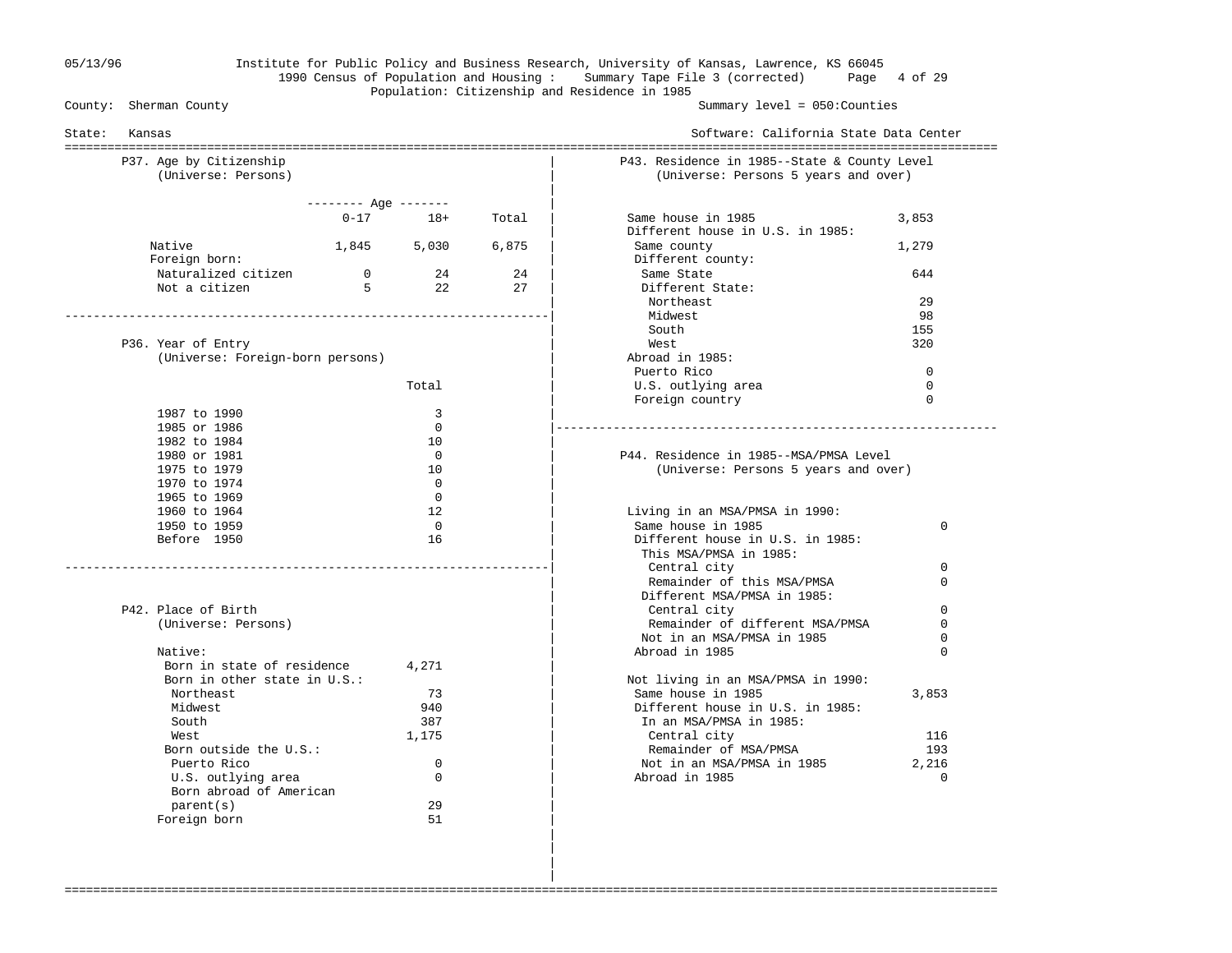Institute for Public Policy and Business Research, University of Kansas, Lawrence, KS 66045
1990 Census of Population and Housing : Summary Tape File 3 (corrected)
Population: Citizenship and Residence in 1985

County: Sherman County — Summary level = 050:Counties

State: Kansas — Software: California State Data Center

## P37. Age by Citizenship
(Universe: Persons)

| | Age 0-17 | Age 18+ | Total |
|---|---|---|---|
| Native | 1,845 | 5,030 | 6,875 |
| Foreign born: | | | |
| Naturalized citizen | 0 | 24 | 24 |
| Not a citizen | 5 | 22 | 27 |

## P36. Year of Entry
(Universe: Foreign-born persons)

| | Total |
|---|---|
| 1987 to 1990 | 3 |
| 1985 or 1986 | 0 |
| 1982 to 1984 | 10 |
| 1980 or 1981 | 0 |
| 1975 to 1979 | 10 |
| 1970 to 1974 | 0 |
| 1965 to 1969 | 0 |
| 1960 to 1964 | 12 |
| 1950 to 1959 | 0 |
| Before 1950 | 16 |

## P42. Place of Birth
(Universe: Persons)

| | |
|---|---|
| Native: | |
| Born in state of residence | 4,271 |
| Born in other state in U.S.: | |
| Northeast | 73 |
| Midwest | 940 |
| South | 387 |
| West | 1,175 |
| Born outside the U.S.: | |
| Puerto Rico | 0 |
| U.S. outlying area | 0 |
| Born abroad of American parent(s) | 29 |
| Foreign born | 51 |

## P43. Residence in 1985--State & County Level
(Universe: Persons 5 years and over)

| | |
|---|---|
| Same house in 1985 | 3,853 |
| Different house in U.S. in 1985: | |
| Same county | 1,279 |
| Different county: | |
| Same State | 644 |
| Different State: | |
| Northeast | 29 |
| Midwest | 98 |
| South | 155 |
| West | 320 |
| Abroad in 1985: | |
| Puerto Rico | 0 |
| U.S. outlying area | 0 |
| Foreign country | 0 |

## P44. Residence in 1985--MSA/PMSA Level
(Universe: Persons 5 years and over)

| | |
|---|---|
| Living in an MSA/PMSA in 1990: | |
| Same house in 1985 | 0 |
| Different house in U.S. in 1985: | |
| This MSA/PMSA in 1985: | |
| Central city | 0 |
| Remainder of this MSA/PMSA | 0 |
| Different MSA/PMSA in 1985: | |
| Central city | 0 |
| Remainder of different MSA/PMSA | 0 |
| Not in an MSA/PMSA in 1985 | 0 |
| Abroad in 1985 | 0 |
| Not living in an MSA/PMSA in 1990: | |
| Same house in 1985 | 3,853 |
| Different house in U.S. in 1985: | |
| In an MSA/PMSA in 1985: | |
| Central city | 116 |
| Remainder of MSA/PMSA | 193 |
| Not in an MSA/PMSA in 1985 | 2,216 |
| Abroad in 1985 | 0 |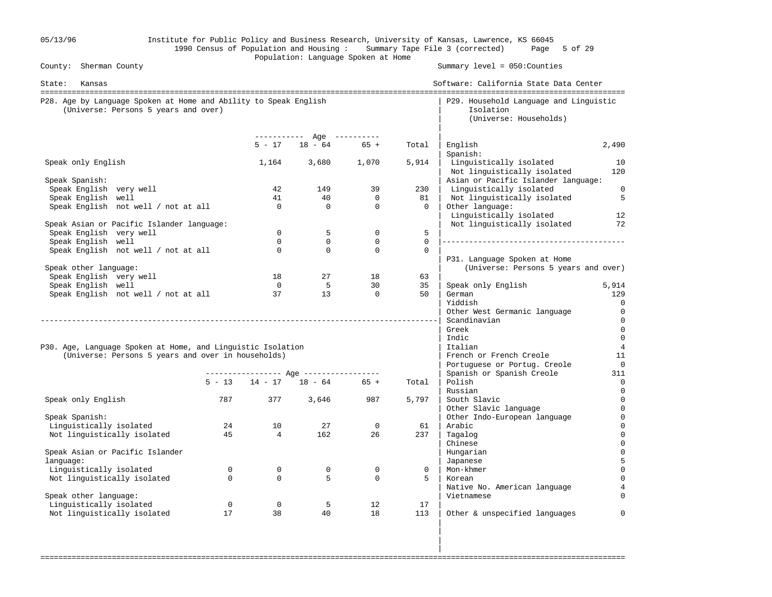05/13/96 Institute for Public Policy and Business Research, University of Kansas, Lawrence, KS 66045
1990 Census of Population and Housing : Summary Tape File 3 (corrected)
Population: Language Spoken at Home

County: Sherman County — Summary level = 050:Counties

State: Kansas — Software: California State Data Center

## P28. Age by Language Spoken at Home and Ability to Speak English
(Universe: Persons 5 years and over)

| | 5 - 17 | 18 - 64 | 65 + | Total |
|---|---|---|---|---|
| Speak only English | 1,164 | 3,680 | 1,070 | 5,914 |
| **Speak Spanish:** | | | | |
| Speak English very well | 42 | 149 | 39 | 230 |
| Speak English well | 41 | 40 | 0 | 81 |
| Speak English not well / not at all | 0 | 0 | 0 | 0 |
| **Speak Asian or Pacific Islander language:** | | | | |
| Speak English very well | 0 | 5 | 0 | 5 |
| Speak English well | 0 | 0 | 0 | 0 |
| Speak English not well / not at all | 0 | 0 | 0 | 0 |
| **Speak other language:** | | | | |
| Speak English very well | 18 | 27 | 18 | 63 |
| Speak English well | 0 | 5 | 30 | 35 |
| Speak English not well / not at all | 37 | 13 | 0 | 50 |

## P30. Age, Language Spoken at Home, and Linguistic Isolation
(Universe: Persons 5 years and over in households)

| | 5 - 13 | 14 - 17 | 18 - 64 | 65 + | Total |
|---|---|---|---|---|---|
| Speak only English | 787 | 377 | 3,646 | 987 | 5,797 |
| **Speak Spanish:** | | | | | |
| Linguistically isolated | 24 | 10 | 27 | 0 | 61 |
| Not linguistically isolated | 45 | 4 | 162 | 26 | 237 |
| **Speak Asian or Pacific Islander language:** | | | | | |
| Linguistically isolated | 0 | 0 | 0 | 0 | 0 |
| Not linguistically isolated | 0 | 0 | 5 | 0 | 5 |
| **Speak other language:** | | | | | |
| Linguistically isolated | 0 | 0 | 5 | 12 | 17 |
| Not linguistically isolated | 17 | 38 | 40 | 18 | 113 |

## P29. Household Language and Linguistic Isolation
(Universe: Households)

| | |
|---|---|
| English | 2,490 |
| **Spanish:** | |
| Linguistically isolated | 10 |
| Not linguistically isolated | 120 |
| **Asian or Pacific Islander language:** | |
| Linguistically isolated | 0 |
| Not linguistically isolated | 5 |
| **Other language:** | |
| Linguistically isolated | 12 |
| Not linguistically isolated | 72 |

## P31. Language Spoken at Home
(Universe: Persons 5 years and over)

| | |
|---|---|
| Speak only English | 5,914 |
| German | 129 |
| Yiddish | 0 |
| Other West Germanic language | 0 |
| Scandinavian | 0 |
| Greek | 0 |
| Indic | 0 |
| Italian | 4 |
| French or French Creole | 11 |
| Portuguese or Portug. Creole | 0 |
| Spanish or Spanish Creole | 311 |
| Polish | 0 |
| Russian | 0 |
| South Slavic | 0 |
| Other Slavic language | 0 |
| Other Indo-European language | 0 |
| Arabic | 0 |
| Tagalog | 0 |
| Chinese | 0 |
| Hungarian | 0 |
| Japanese | 5 |
| Mon-khmer | 0 |
| Korean | 0 |
| Native No. American language | 4 |
| Vietnamese | 0 |
| Other & unspecified languages | 0 |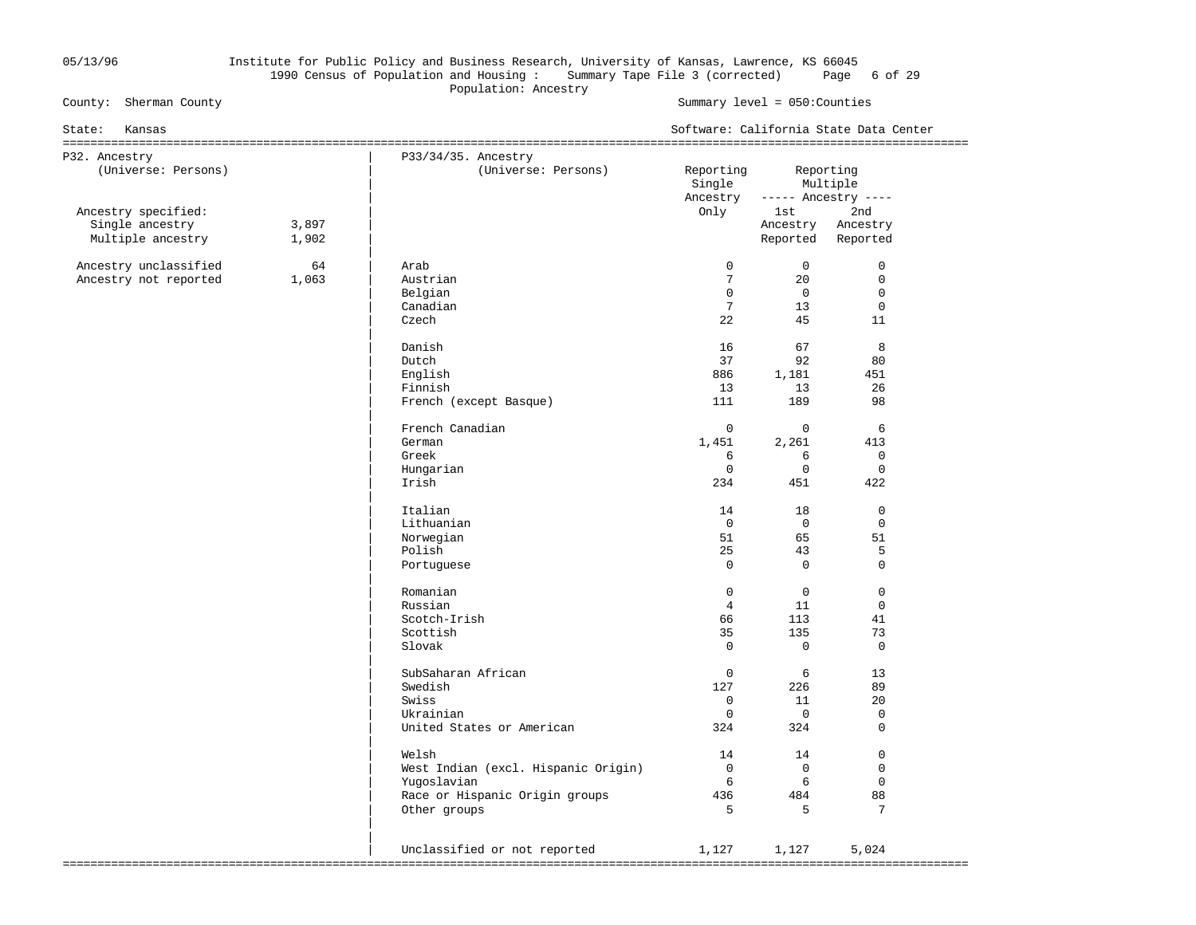05/13/96 Institute for Public Policy and Business Research, University of Kansas, Lawrence, KS 66045
1990 Census of Population and Housing : Summary Tape File 3 (corrected)
Population: Ancestry

County: Sherman County — Summary level = 050:Counties

State: Kansas — Software: California State Data Center

## P32. Ancestry
(Universe: Persons)

| | |
|---|---|
| Ancestry specified: | |
| Single ancestry | 3,897 |
| Multiple ancestry | 1,902 |
| Ancestry unclassified | 64 |
| Ancestry not reported | 1,063 |

## P33/34/35. Ancestry
(Universe: Persons)

| | Reporting Single Ancestry Only | Reporting Multiple Ancestry: 1st Ancestry Reported | Reporting Multiple Ancestry: 2nd Ancestry Reported |
|---|---|---|---|
| Arab | 0 | 0 | 0 |
| Austrian | 7 | 20 | 0 |
| Belgian | 0 | 0 | 0 |
| Canadian | 7 | 13 | 0 |
| Czech | 22 | 45 | 11 |
| Danish | 16 | 67 | 8 |
| Dutch | 37 | 92 | 80 |
| English | 886 | 1,181 | 451 |
| Finnish | 13 | 13 | 26 |
| French (except Basque) | 111 | 189 | 98 |
| French Canadian | 0 | 0 | 6 |
| German | 1,451 | 2,261 | 413 |
| Greek | 6 | 6 | 0 |
| Hungarian | 0 | 0 | 0 |
| Irish | 234 | 451 | 422 |
| Italian | 14 | 18 | 0 |
| Lithuanian | 0 | 0 | 0 |
| Norwegian | 51 | 65 | 51 |
| Polish | 25 | 43 | 5 |
| Portuguese | 0 | 0 | 0 |
| Romanian | 0 | 0 | 0 |
| Russian | 4 | 11 | 0 |
| Scotch-Irish | 66 | 113 | 41 |
| Scottish | 35 | 135 | 73 |
| Slovak | 0 | 0 | 0 |
| SubSaharan African | 0 | 6 | 13 |
| Swedish | 127 | 226 | 89 |
| Swiss | 0 | 11 | 20 |
| Ukrainian | 0 | 0 | 0 |
| United States or American | 324 | 324 | 0 |
| Welsh | 14 | 14 | 0 |
| West Indian (excl. Hispanic Origin) | 0 | 0 | 0 |
| Yugoslavian | 6 | 6 | 0 |
| Race or Hispanic Origin groups | 436 | 484 | 88 |
| Other groups | 5 | 5 | 7 |
| Unclassified or not reported | 1,127 | 1,127 | 5,024 |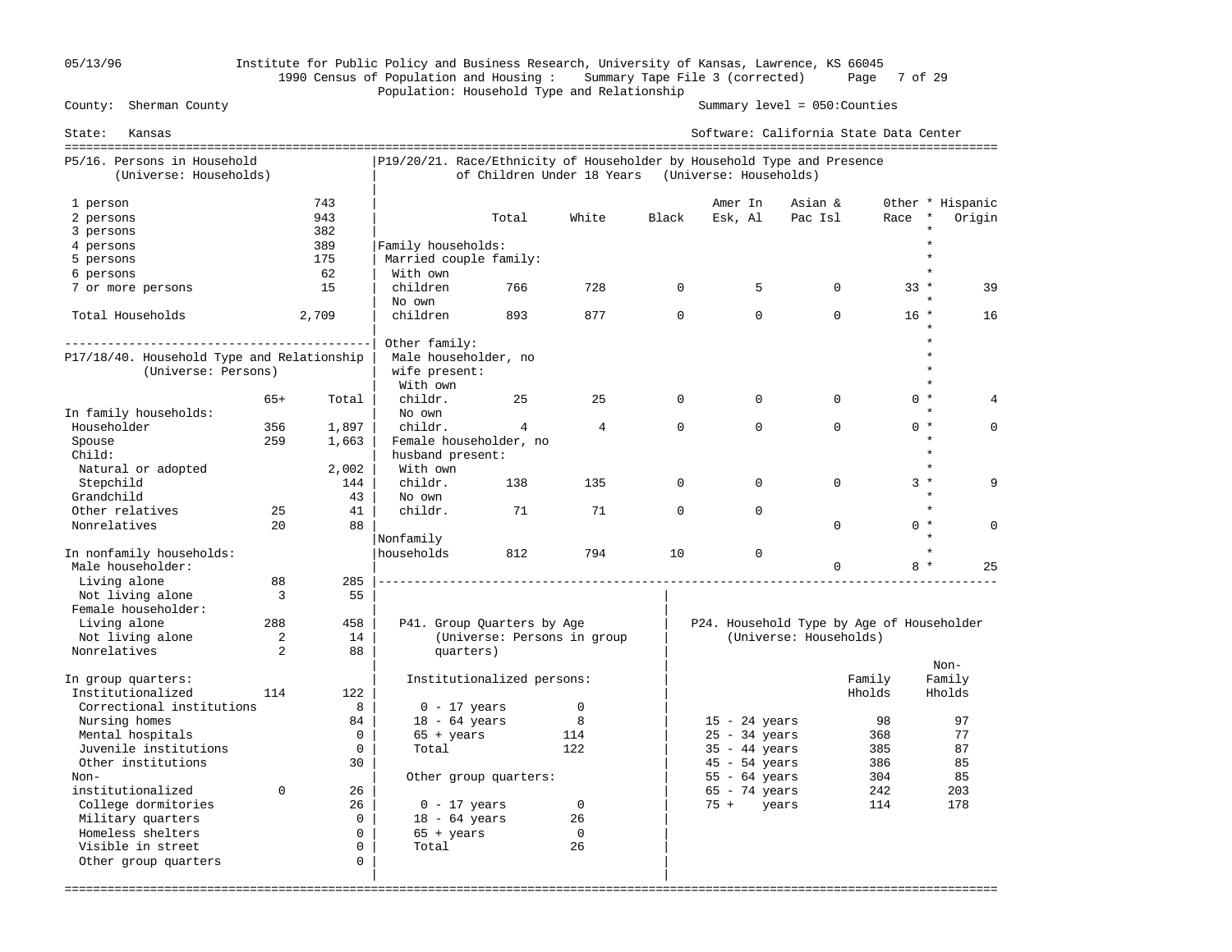# 1990 Census of Population and Housing : Summary Tape File 3 (corrected)

## Population: Household Type and Relationship

County: Sherman County — Summary level = 050:Counties

State: Kansas — Software: California State Data Center

### P5/16. Persons in Household (Universe: Households)

| Persons | Households |
|---|---|
| 1 person | 743 |
| 2 persons | 943 |
| 3 persons | 382 |
| 4 persons | 389 |
| 5 persons | 175 |
| 6 persons | 62 |
| 7 or more persons | 15 |
| Total Households | 2,709 |

### P17/18/40. Household Type and Relationship (Universe: Persons)

| | 65+ | Total |
|---|---|---|
| **In family households:** | | |
| Householder | 356 | 1,897 |
| Spouse | 259 | 1,663 |
| Child: | | |
| Natural or adopted | | 2,002 |
| Stepchild | | 144 |
| Grandchild | | 43 |
| Other relatives | 25 | 41 |
| Nonrelatives | 20 | 88 |
| **In nonfamily households:** | | |
| Male householder: | | |
| Living alone | 88 | 285 |
| Not living alone | 3 | 55 |
| Female householder: | | |
| Living alone | 288 | 458 |
| Not living alone | 2 | 14 |
| Nonrelatives | 2 | 88 |
| **In group quarters:** | | |
| Institutionalized | 114 | 122 |
| Correctional institutions | | 8 |
| Nursing homes | | 84 |
| Mental hospitals | | 0 |
| Juvenile institutions | | 0 |
| Other institutions | | 30 |
| Non-institutionalized | 0 | 26 |
| College dormitories | | 26 |
| Military quarters | | 0 |
| Homeless shelters | | 0 |
| Visible in street | | 0 |
| Other group quarters | | 0 |

### P19/20/21. Race/Ethnicity of Householder by Household Type and Presence of Children Under 18 Years (Universe: Households)

| | Total | White | Black | Amer In Esk, Al | Asian & Pac Isl | Other Race | Hispanic Origin |
|---|---|---|---|---|---|---|---|
| **Family households:** | | | | | | | |
| Married couple family: | | | | | | | |
| With own children | 766 | 728 | 0 | 5 | 0 | 33 | 39 |
| No own children | 893 | 877 | 0 | 0 | 0 | 16 | 16 |
| Other family: | | | | | | | |
| Male householder, no wife present: | | | | | | | |
| With own childr. | 25 | 25 | 0 | 0 | 0 | 0 | 4 |
| No own childr. | 4 | 4 | 0 | 0 | 0 | 0 | 0 |
| Female householder, no husband present: | | | | | | | |
| With own childr. | 138 | 135 | 0 | 0 | 0 | 3 | 9 |
| No own childr. | 71 | 71 | 0 | 0 | 0 | 0 | 0 |
| Nonfamily households | 812 | 794 | 10 | 0 | 0 | 8 | 25 |

### P41. Group Quarters by Age (Universe: Persons in group quarters)

| | |
|---|---|
| **Institutionalized persons:** | |
| 0 - 17 years | 0 |
| 18 - 64 years | 8 |
| 65 + years | 114 |
| Total | 122 |
| **Other group quarters:** | |
| 0 - 17 years | 0 |
| 18 - 64 years | 26 |
| 65 + years | 0 |
| Total | 26 |

### P24. Household Type by Age of Householder (Universe: Households)

| | Family Hholds | Non-Family Hholds |
|---|---|---|
| 15 - 24 years | 98 | 97 |
| 25 - 34 years | 368 | 77 |
| 35 - 44 years | 385 | 87 |
| 45 - 54 years | 386 | 85 |
| 55 - 64 years | 304 | 85 |
| 65 - 74 years | 242 | 203 |
| 75 + years | 114 | 178 |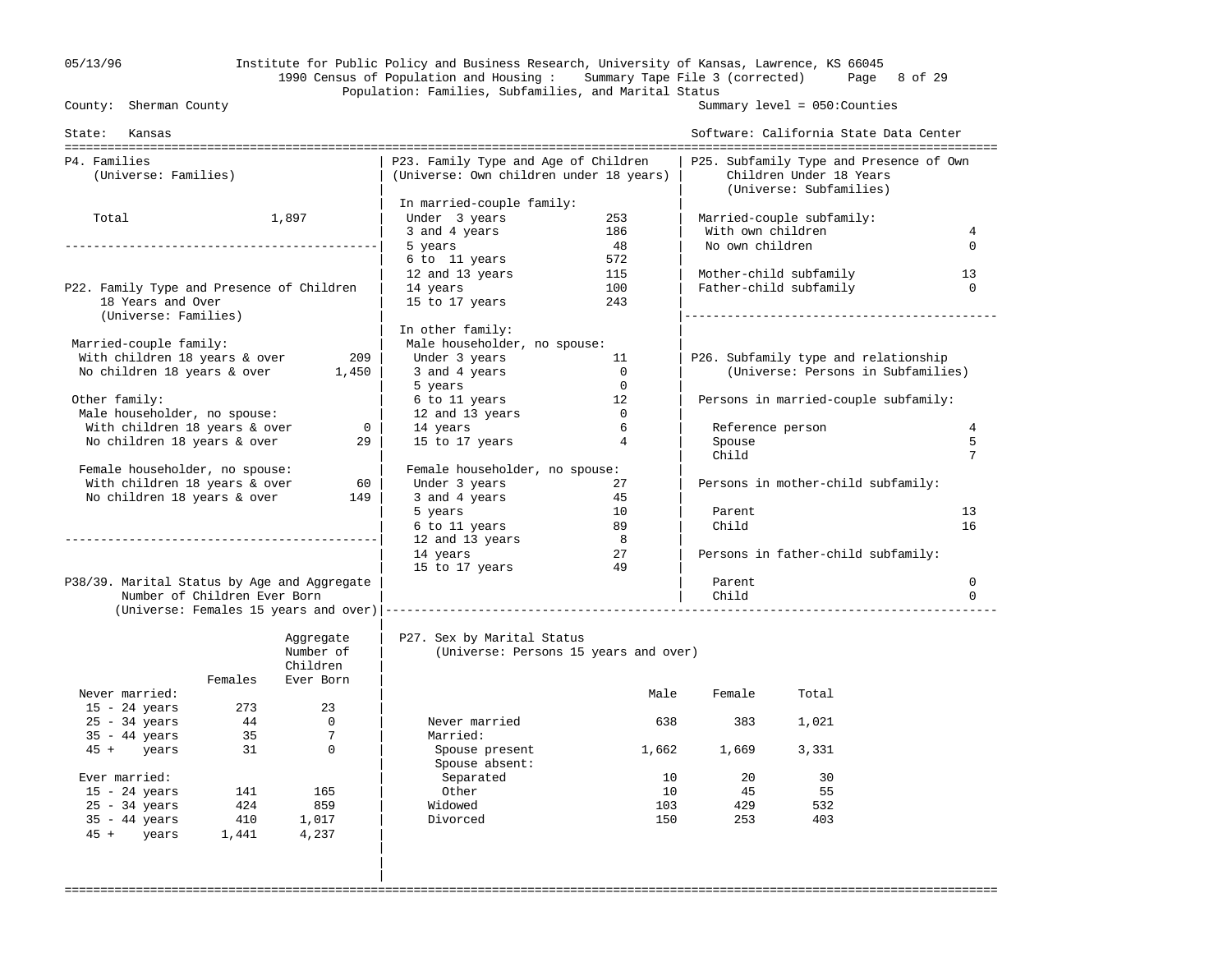County: Sherman County — Summary level = 050:Counties

State: Kansas — Software: California State Data Center

1990 Census of Population and Housing : Summary Tape File 3 (corrected)

Population: Families, Subfamilies, and Marital Status

## P4. Families
(Universe: Families)

| | |
|---|---|
| Total | 1,897 |

## P22. Family Type and Presence of Children 18 Years and Over
(Universe: Families)

| | |
|---|---|
| **Married-couple family:** | |
| With children 18 years & over | 209 |
| No children 18 years & over | 1,450 |
| **Other family:** | |
| Male householder, no spouse: | |
| With children 18 years & over | 0 |
| No children 18 years & over | 29 |
| Female householder, no spouse: | |
| With children 18 years & over | 60 |
| No children 18 years & over | 149 |

## P23. Family Type and Age of Children
(Universe: Own children under 18 years)

| | |
|---|---|
| **In married-couple family:** | |
| Under 3 years | 253 |
| 3 and 4 years | 186 |
| 5 years | 48 |
| 6 to 11 years | 572 |
| 12 and 13 years | 115 |
| 14 years | 100 |
| 15 to 17 years | 243 |
| **In other family:** | |
| Male householder, no spouse: | |
| Under 3 years | 11 |
| 3 and 4 years | 0 |
| 5 years | 0 |
| 6 to 11 years | 12 |
| 12 and 13 years | 0 |
| 14 years | 6 |
| 15 to 17 years | 4 |
| Female householder, no spouse: | |
| Under 3 years | 27 |
| 3 and 4 years | 45 |
| 5 years | 10 |
| 6 to 11 years | 89 |
| 12 and 13 years | 8 |
| 14 years | 27 |
| 15 to 17 years | 49 |

## P25. Subfamily Type and Presence of Own Children Under 18 Years
(Universe: Subfamilies)

| | |
|---|---|
| Married-couple subfamily: | |
| With own children | 4 |
| No own children | 0 |
| Mother-child subfamily | 13 |
| Father-child subfamily | 0 |

## P26. Subfamily type and relationship
(Universe: Persons in Subfamilies)

| | |
|---|---|
| **Persons in married-couple subfamily:** | |
| Reference person | 4 |
| Spouse | 5 |
| Child | 7 |
| **Persons in mother-child subfamily:** | |
| Parent | 13 |
| Child | 16 |
| **Persons in father-child subfamily:** | |
| Parent | 0 |
| Child | 0 |

## P38/39. Marital Status by Age and Aggregate Number of Children Ever Born
(Universe: Females 15 years and over)

| | Females | Aggregate Number of Children Ever Born |
|---|---|---|
| **Never married:** | | |
| 15 - 24 years | 273 | 23 |
| 25 - 34 years | 44 | 0 |
| 35 - 44 years | 35 | 7 |
| 45 + years | 31 | 0 |
| **Ever married:** | | |
| 15 - 24 years | 141 | 165 |
| 25 - 34 years | 424 | 859 |
| 35 - 44 years | 410 | 1,017 |
| 45 + years | 1,441 | 4,237 |

## P27. Sex by Marital Status
(Universe: Persons 15 years and over)

| | Male | Female | Total |
|---|---|---|---|
| Never married | 638 | 383 | 1,021 |
| Married: | | | |
| Spouse present | 1,662 | 1,669 | 3,331 |
| Spouse absent: | | | |
| Separated | 10 | 20 | 30 |
| Other | 10 | 45 | 55 |
| Widowed | 103 | 429 | 532 |
| Divorced | 150 | 253 | 403 |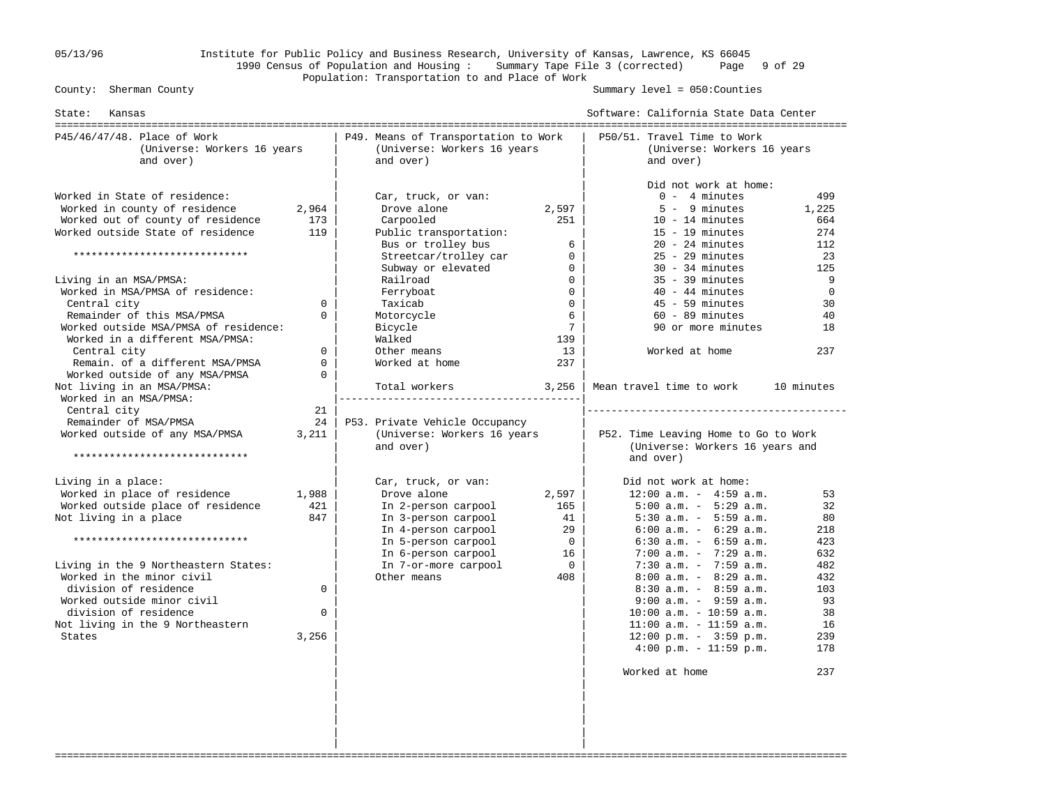05/13/96 Institute for Public Policy and Business Research, University of Kansas, Lawrence, KS 66045

1990 Census of Population and Housing : Summary Tape File 3 (corrected)

Population: Transportation to and Place of Work

County: Sherman County — Summary level = 050:Counties

State: Kansas — Software: California State Data Center

## P45/46/47/48. Place of Work (Universe: Workers 16 years and over)

| Item | Count |
|---|---|
| Worked in State of residence: | |
| Worked in county of residence | 2,964 |
| Worked out of county of residence | 173 |
| Worked outside State of residence | 119 |
| ***************************** | |
| Living in an MSA/PMSA: | |
| Worked in MSA/PMSA of residence: | |
| Central city | 0 |
| Remainder of this MSA/PMSA | 0 |
| Worked outside MSA/PMSA of residence: | |
| Worked in a different MSA/PMSA: | |
| Central city | 0 |
| Remain. of a different MSA/PMSA | 0 |
| Worked outside of any MSA/PMSA | 0 |
| Not living in an MSA/PMSA: | |
| Worked in an MSA/PMSA: | |
| Central city | 21 |
| Remainder of MSA/PMSA | 24 |
| Worked outside of any MSA/PMSA | 3,211 |
| ***************************** | |
| Living in a place: | |
| Worked in place of residence | 1,988 |
| Worked outside place of residence | 421 |
| Not living in a place | 847 |
| ***************************** | |
| Living in the 9 Northeastern States: | |
| Worked in the minor civil division of residence | 0 |
| Worked outside minor civil division of residence | 0 |
| Not living in the 9 Northeastern States | 3,256 |

## P49. Means of Transportation to Work (Universe: Workers 16 years and over)

| Item | Count |
|---|---|
| Car, truck, or van: | |
| Drove alone | 2,597 |
| Carpooled | 251 |
| Public transportation: | |
| Bus or trolley bus | 6 |
| Streetcar/trolley car | 0 |
| Subway or elevated | 0 |
| Railroad | 0 |
| Ferryboat | 0 |
| Taxicab | 0 |
| Motorcycle | 6 |
| Bicycle | 7 |
| Walked | 139 |
| Other means | 13 |
| Worked at home | 237 |
| Total workers | 3,256 |

## P53. Private Vehicle Occupancy (Universe: Workers 16 years and over)

| Item | Count |
|---|---|
| Car, truck, or van: | |
| Drove alone | 2,597 |
| In 2-person carpool | 165 |
| In 3-person carpool | 41 |
| In 4-person carpool | 29 |
| In 5-person carpool | 0 |
| In 6-person carpool | 16 |
| In 7-or-more carpool | 0 |
| Other means | 408 |

## P50/51. Travel Time to Work (Universe: Workers 16 years and over)

| Item | Count |
|---|---|
| Did not work at home: | |
| 0 - 4 minutes | 499 |
| 5 - 9 minutes | 1,225 |
| 10 - 14 minutes | 664 |
| 15 - 19 minutes | 274 |
| 20 - 24 minutes | 112 |
| 25 - 29 minutes | 23 |
| 30 - 34 minutes | 125 |
| 35 - 39 minutes | 9 |
| 40 - 44 minutes | 0 |
| 45 - 59 minutes | 30 |
| 60 - 89 minutes | 40 |
| 90 or more minutes | 18 |
| Worked at home | 237 |
| Mean travel time to work | 10 minutes |

## P52. Time Leaving Home to Go to Work (Universe: Workers 16 years and over)

| Item | Count |
|---|---|
| Did not work at home: | |
| 12:00 a.m. - 4:59 a.m. | 53 |
| 5:00 a.m. - 5:29 a.m. | 32 |
| 5:30 a.m. - 5:59 a.m. | 80 |
| 6:00 a.m. - 6:29 a.m. | 218 |
| 6:30 a.m. - 6:59 a.m. | 423 |
| 7:00 a.m. - 7:29 a.m. | 632 |
| 7:30 a.m. - 7:59 a.m. | 482 |
| 8:00 a.m. - 8:29 a.m. | 432 |
| 8:30 a.m. - 8:59 a.m. | 103 |
| 9:00 a.m. - 9:59 a.m. | 93 |
| 10:00 a.m. - 10:59 a.m. | 38 |
| 11:00 a.m. - 11:59 a.m. | 16 |
| 12:00 p.m. - 3:59 p.m. | 239 |
| 4:00 p.m. - 11:59 p.m. | 178 |
| Worked at home | 237 |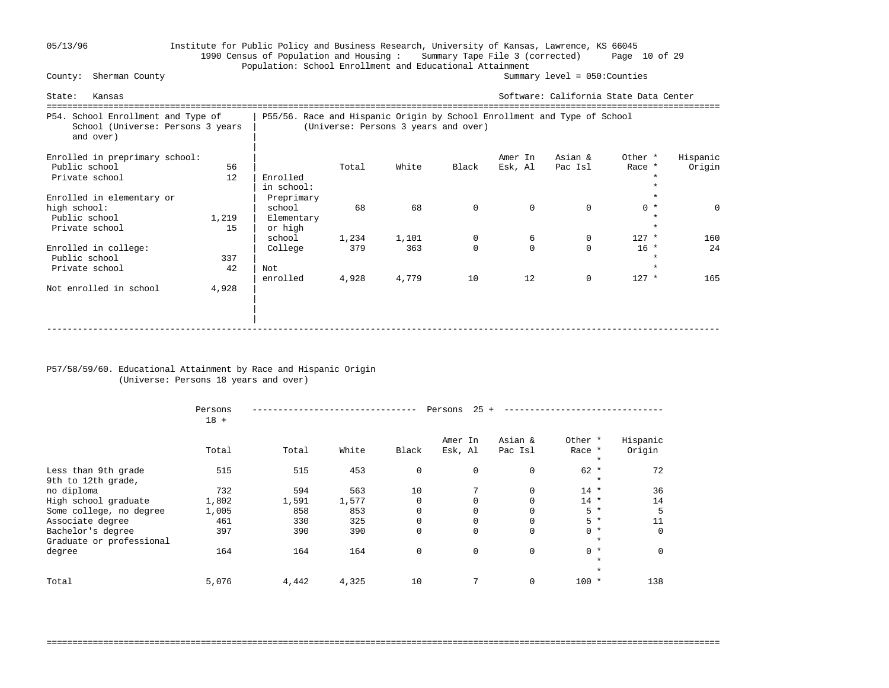05/13/96 Institute for Public Policy and Business Research, University of Kansas, Lawrence, KS 66045
1990 Census of Population and Housing : Summary Tape File 3 (corrected)
Population: School Enrollment and Educational Attainment

County: Sherman County — Summary level = 050:Counties

State: Kansas — Software: California State Data Center

## P54. School Enrollment and Type of School (Universe: Persons 3 years and over)

| | |
|---|---|
| **Enrolled in preprimary school:** | |
| Public school | 56 |
| Private school | 12 |
| **Enrolled in elementary or high school:** | |
| Public school | 1,219 |
| Private school | 15 |
| **Enrolled in college:** | |
| Public school | 337 |
| Private school | 42 |
| Not enrolled in school | 4,928 |

## P55/56. Race and Hispanic Origin by School Enrollment and Type of School (Universe: Persons 3 years and over)

| | Total | White | Black | Amer In Esk, Al | Asian & Pac Isl | Other Race * | Hispanic Origin |
|---|---|---|---|---|---|---|---|
| **Enrolled in school:** | | | | | | | |
| Preprimary school | 68 | 68 | 0 | 0 | 0 | 0 * | 0 |
| Elementary or high school | 1,234 | 1,101 | 0 | 6 | 0 | 127 * | 160 |
| College | 379 | 363 | 0 | 0 | 0 | 16 * | 24 |
| Not enrolled | 4,928 | 4,779 | 10 | 12 | 0 | 127 * | 165 |

## P57/58/59/60. Educational Attainment by Race and Hispanic Origin (Universe: Persons 18 years and over)

| | Persons 18 + | Persons 25 + | | | | | | |
|---|---|---|---|---|---|---|---|---|
| | Total | Total | White | Black | Amer In Esk, Al | Asian & Pac Isl | Other Race * | Hispanic Origin |
| Less than 9th grade | 515 | 515 | 453 | 0 | 0 | 0 | 62 * | 72 |
| 9th to 12th grade, no diploma | 732 | 594 | 563 | 10 | 7 | 0 | 14 * | 36 |
| High school graduate | 1,802 | 1,591 | 1,577 | 0 | 0 | 0 | 14 * | 14 |
| Some college, no degree | 1,005 | 858 | 853 | 0 | 0 | 0 | 5 * | 5 |
| Associate degree | 461 | 330 | 325 | 0 | 0 | 0 | 5 * | 11 |
| Bachelor's degree | 397 | 390 | 390 | 0 | 0 | 0 | 0 * | 0 |
| Graduate or professional degree | 164 | 164 | 164 | 0 | 0 | 0 | 0 * | 0 |
| Total | 5,076 | 4,442 | 4,325 | 10 | 7 | 0 | 100 * | 138 |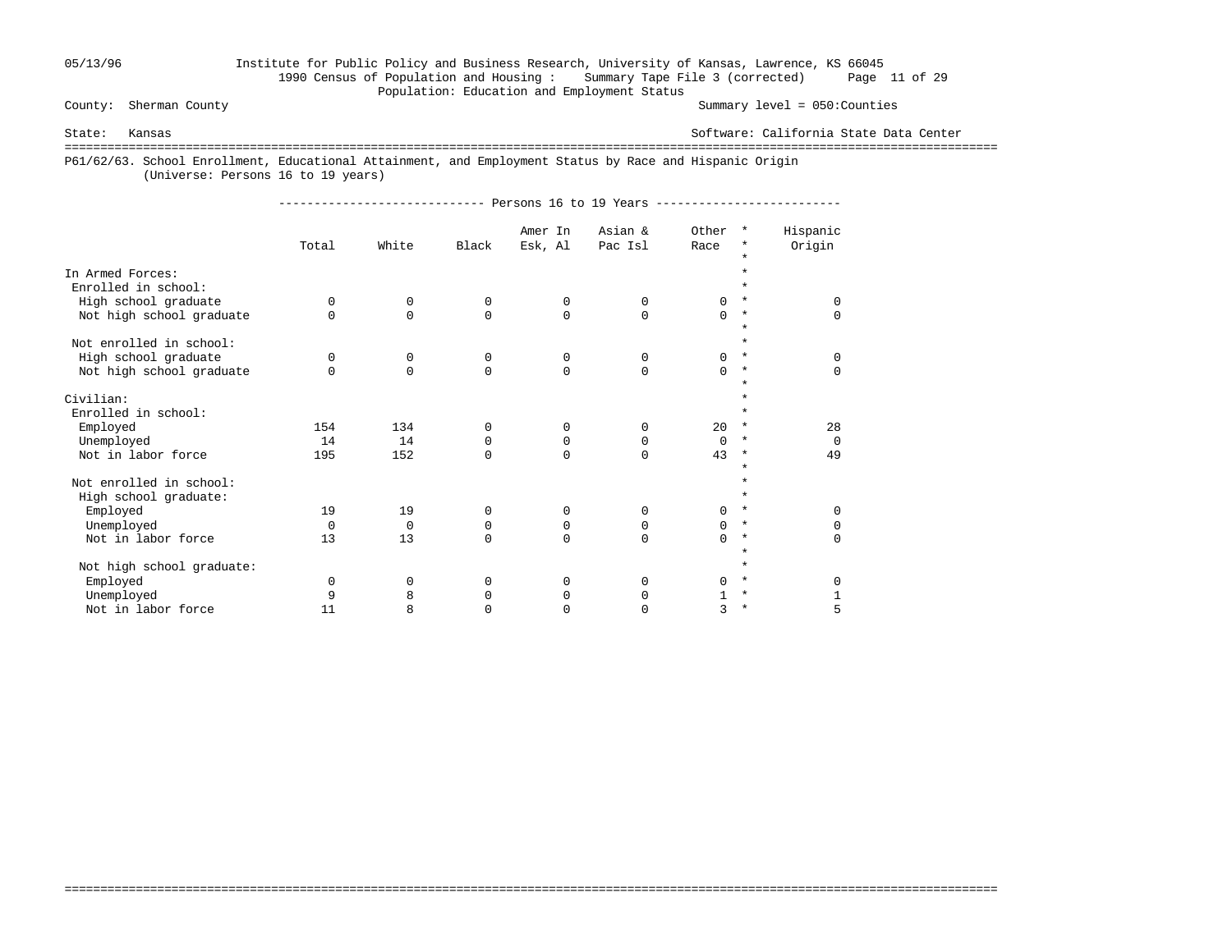County: Sherman County

Summary level = 050:Counties

State: Kansas

Software: California State Data Center

Population: Education and Employment Status

## P61/62/63. School Enrollment, Educational Attainment, and Employment Status by Race and Hispanic Origin

(Universe: Persons 16 to 19 years)

| | Persons 16 to 19 Years | | | | | | |
|---|---|---|---|---|---|---|---|
| | Total | White | Black | Amer In Esk, Al | Asian & Pac Isl | Other Race | Hispanic Origin |
| **In Armed Forces:** | | | | | | | |
| Enrolled in school: | | | | | | | |
| High school graduate | 0 | 0 | 0 | 0 | 0 | 0 | 0 |
| Not high school graduate | 0 | 0 | 0 | 0 | 0 | 0 | 0 |
| Not enrolled in school: | | | | | | | |
| High school graduate | 0 | 0 | 0 | 0 | 0 | 0 | 0 |
| Not high school graduate | 0 | 0 | 0 | 0 | 0 | 0 | 0 |
| **Civilian:** | | | | | | | |
| Enrolled in school: | | | | | | | |
| Employed | 154 | 134 | 0 | 0 | 0 | 20 | 28 |
| Unemployed | 14 | 14 | 0 | 0 | 0 | 0 | 0 |
| Not in labor force | 195 | 152 | 0 | 0 | 0 | 43 | 49 |
| Not enrolled in school: | | | | | | | |
| High school graduate: | | | | | | | |
| Employed | 19 | 19 | 0 | 0 | 0 | 0 | 0 |
| Unemployed | 0 | 0 | 0 | 0 | 0 | 0 | 0 |
| Not in labor force | 13 | 13 | 0 | 0 | 0 | 0 | 0 |
| Not high school graduate: | | | | | | | |
| Employed | 0 | 0 | 0 | 0 | 0 | 0 | 0 |
| Unemployed | 9 | 8 | 0 | 0 | 0 | 1 | 1 |
| Not in labor force | 11 | 8 | 0 | 0 | 0 | 3 | 5 |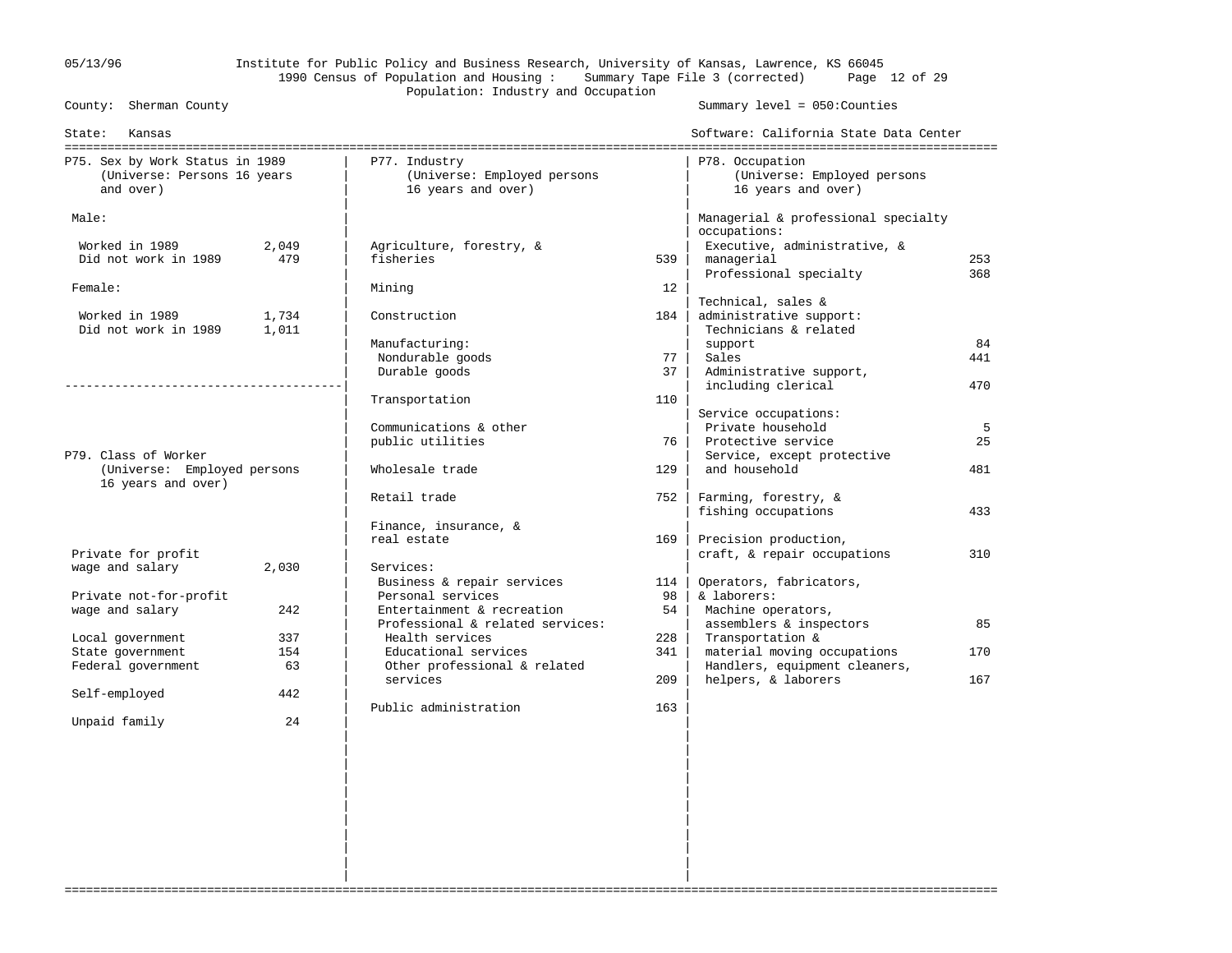County: Sherman County

State: Kansas

Population: Industry and Occupation

Summary level = 050:Counties

Software: California State Data Center

## P75. Sex by Work Status in 1989
(Universe: Persons 16 years and over)

| | |
|---|---|
| **Male:** | |
| Worked in 1989 | 2,049 |
| Did not work in 1989 | 479 |
| **Female:** | |
| Worked in 1989 | 1,734 |
| Did not work in 1989 | 1,011 |

## P79. Class of Worker
(Universe: Employed persons 16 years and over)

| | |
|---|---|
| Private for profit wage and salary | 2,030 |
| Private not-for-profit wage and salary | 242 |
| Local government | 337 |
| State government | 154 |
| Federal government | 63 |
| Self-employed | 442 |
| Unpaid family | 24 |

## P77. Industry
(Universe: Employed persons 16 years and over)

| | |
|---|---|
| Agriculture, forestry, & fisheries | 539 |
| Mining | 12 |
| Construction | 184 |
| Manufacturing: | |
| Nondurable goods | 77 |
| Durable goods | 37 |
| Transportation | 110 |
| Communications & other public utilities | 76 |
| Wholesale trade | 129 |
| Retail trade | 752 |
| Finance, insurance, & real estate | 169 |
| Services: | |
| Business & repair services | 114 |
| Personal services | 98 |
| Entertainment & recreation | 54 |
| Professional & related services: | |
| Health services | 228 |
| Educational services | 341 |
| Other professional & related services | 209 |
| Public administration | 163 |

## P78. Occupation
(Universe: Employed persons 16 years and over)

| | |
|---|---|
| **Managerial & professional specialty occupations:** | |
| Executive, administrative, & managerial | 253 |
| Professional specialty | 368 |
| **Technical, sales & administrative support:** | |
| Technicians & related support | 84 |
| Sales | 441 |
| Administrative support, including clerical | 470 |
| **Service occupations:** | |
| Private household | 5 |
| Protective service | 25 |
| Service, except protective and household | 481 |
| **Farming, forestry, & fishing occupations** | 433 |
| **Precision production, craft, & repair occupations** | 310 |
| **Operators, fabricators, & laborers:** | |
| Machine operators, assemblers & inspectors | 85 |
| Transportation & material moving occupations | 170 |
| Handlers, equipment cleaners, helpers, & laborers | 167 |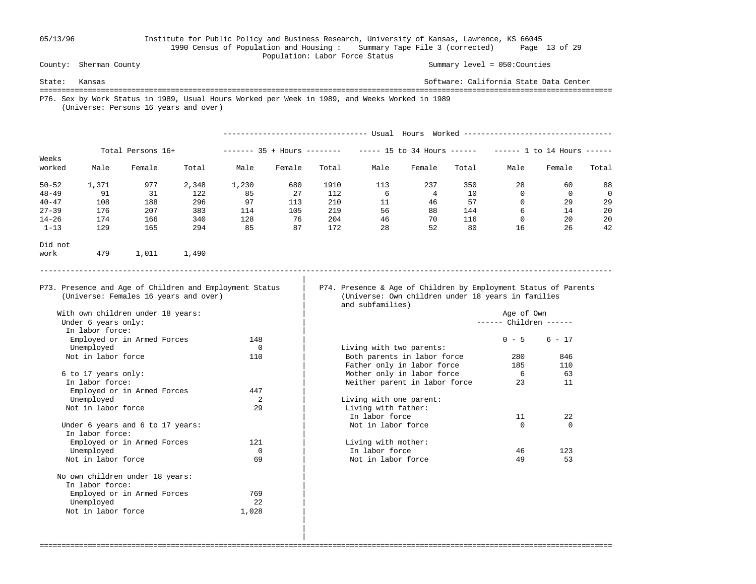County: Sherman County — Summary level = 050:Counties

State: Kansas — Software: California State Data Center

Population: Labor Force Status

## P76. Sex by Work Status in 1989, Usual Hours Worked per Week in 1989, and Weeks Worked in 1989
(Universe: Persons 16 years and over)

| Weeks worked | Total Persons 16+ | | | Usual Hours Worked: 35 + Hours | | | 15 to 34 Hours | | | 1 to 14 Hours | | |
|---|---|---|---|---|---|---|---|---|---|---|---|---|
| | Male | Female | Total | Male | Female | Total | Male | Female | Total | Male | Female | Total |
| 50-52 | 1,371 | 977 | 2,348 | 1,230 | 680 | 1910 | 113 | 237 | 350 | 28 | 60 | 88 |
| 48-49 | 91 | 31 | 122 | 85 | 27 | 112 | 6 | 4 | 10 | 0 | 0 | 0 |
| 40-47 | 108 | 188 | 296 | 97 | 113 | 210 | 11 | 46 | 57 | 0 | 29 | 29 |
| 27-39 | 176 | 207 | 383 | 114 | 105 | 219 | 56 | 88 | 144 | 6 | 14 | 20 |
| 14-26 | 174 | 166 | 340 | 128 | 76 | 204 | 46 | 70 | 116 | 0 | 20 | 20 |
| 1-13 | 129 | 165 | 294 | 85 | 87 | 172 | 28 | 52 | 80 | 16 | 26 | 42 |
| Did not work | 479 | 1,011 | 1,490 | | | | | | | | | |

## P73. Presence and Age of Children and Employment Status
(Universe: Females 16 years and over)

| | |
|---|---|
| **With own children under 18 years:** | |
| Under 6 years only: | |
| In labor force: | |
| Employed or in Armed Forces | 148 |
| Unemployed | 0 |
| Not in labor force | 110 |
| 6 to 17 years only: | |
| In labor force: | |
| Employed or in Armed Forces | 447 |
| Unemployed | 2 |
| Not in labor force | 29 |
| Under 6 years and 6 to 17 years: | |
| In labor force: | |
| Employed or in Armed Forces | 121 |
| Unemployed | 0 |
| Not in labor force | 69 |
| **No own children under 18 years:** | |
| In labor force: | |
| Employed or in Armed Forces | 769 |
| Unemployed | 22 |
| Not in labor force | 1,028 |

## P74. Presence & Age of Children by Employment Status of Parents
(Universe: Own children under 18 years in families and subfamilies)

| | Age of Own Children: 0 - 5 | 6 - 17 |
|---|---|---|
| **Living with two parents:** | | |
| Both parents in labor force | 280 | 846 |
| Father only in labor force | 185 | 110 |
| Mother only in labor force | 6 | 63 |
| Neither parent in labor force | 23 | 11 |
| **Living with one parent:** | | |
| Living with father: | | |
| In labor force | 11 | 22 |
| Not in labor force | 0 | 0 |
| Living with mother: | | |
| In labor force | 46 | 123 |
| Not in labor force | 49 | 53 |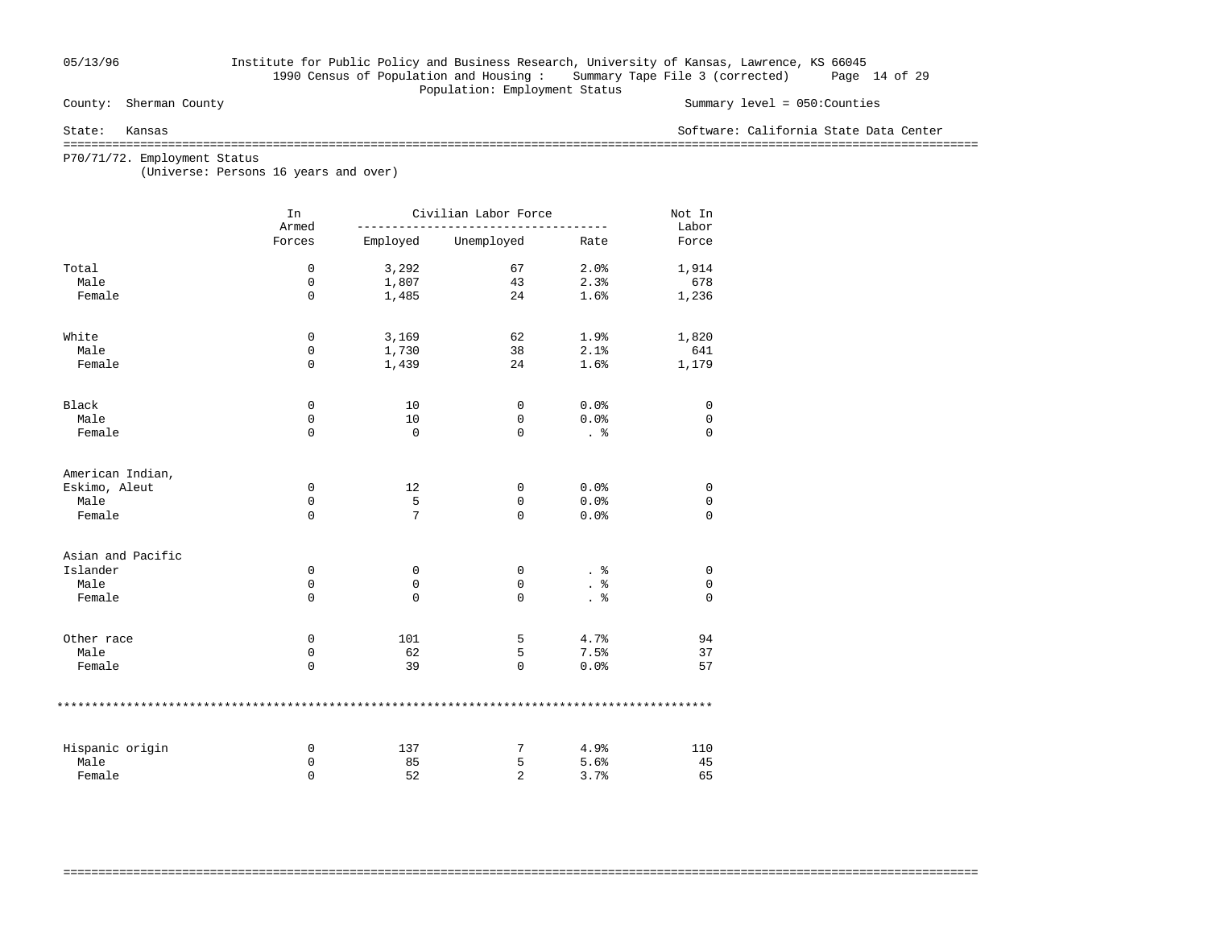County: Sherman County

Summary level = 050:Counties

State: Kansas

Software: California State Data Center

## P70/71/72. Employment Status

(Universe: Persons 16 years and over)

| | In Armed Forces | Civilian Labor Force | | | Not In Labor Force |
|---|---|---|---|---|---|
| | | Employed | Unemployed | Rate | |
| Total | 0 | 3,292 | 67 | 2.0% | 1,914 |
| Male | 0 | 1,807 | 43 | 2.3% | 678 |
| Female | 0 | 1,485 | 24 | 1.6% | 1,236 |
| White | 0 | 3,169 | 62 | 1.9% | 1,820 |
| Male | 0 | 1,730 | 38 | 2.1% | 641 |
| Female | 0 | 1,439 | 24 | 1.6% | 1,179 |
| Black | 0 | 10 | 0 | 0.0% | 0 |
| Male | 0 | 10 | 0 | 0.0% | 0 |
| Female | 0 | 0 | 0 | . % | 0 |
| American Indian, Eskimo, Aleut | 0 | 12 | 0 | 0.0% | 0 |
| Male | 0 | 5 | 0 | 0.0% | 0 |
| Female | 0 | 7 | 0 | 0.0% | 0 |
| Asian and Pacific Islander | 0 | 0 | 0 | . % | 0 |
| Male | 0 | 0 | 0 | . % | 0 |
| Female | 0 | 0 | 0 | . % | 0 |
| Other race | 0 | 101 | 5 | 4.7% | 94 |
| Male | 0 | 62 | 5 | 7.5% | 37 |
| Female | 0 | 39 | 0 | 0.0% | 57 |
| Hispanic origin | 0 | 137 | 7 | 4.9% | 110 |
| Male | 0 | 85 | 5 | 5.6% | 45 |
| Female | 0 | 52 | 2 | 3.7% | 65 |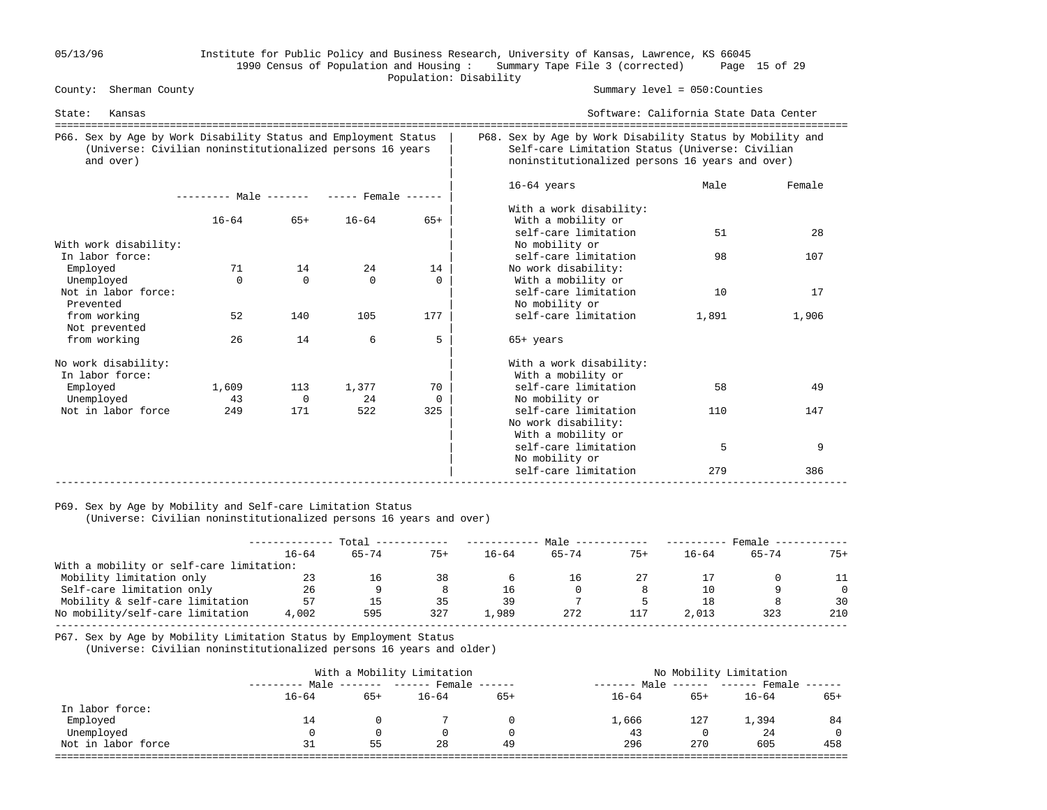County: Sherman County — Summary level = 050:Counties

State: Kansas — Software: California State Data Center

Population: Disability

## P66. Sex by Age by Work Disability Status and Employment Status (Universe: Civilian noninstitutionalized persons 16 years and over)

| | Male 16-64 | Male 65+ | Female 16-64 | Female 65+ |
|---|---|---|---|---|
| With work disability: | | | | |
| In labor force: | | | | |
| Employed | 71 | 14 | 24 | 14 |
| Unemployed | 0 | 0 | 0 | 0 |
| Not in labor force: | | | | |
| Prevented from working | 52 | 140 | 105 | 177 |
| Not prevented from working | 26 | 14 | 6 | 5 |
| No work disability: | | | | |
| In labor force: | | | | |
| Employed | 1,609 | 113 | 1,377 | 70 |
| Unemployed | 43 | 0 | 24 | 0 |
| Not in labor force | 249 | 171 | 522 | 325 |

## P68. Sex by Age by Work Disability Status by Mobility and Self-care Limitation Status (Universe: Civilian noninstitutionalized persons 16 years and over)

| | Male | Female |
|---|---|---|
| **16-64 years** | | |
| With a work disability: | | |
| With a mobility or self-care limitation | 51 | 28 |
| No mobility or self-care limitation | 98 | 107 |
| No work disability: | | |
| With a mobility or self-care limitation | 10 | 17 |
| No mobility or self-care limitation | 1,891 | 1,906 |
| **65+ years** | | |
| With a work disability: | | |
| With a mobility or self-care limitation | 58 | 49 |
| No mobility or self-care limitation | 110 | 147 |
| No work disability: | | |
| With a mobility or self-care limitation | 5 | 9 |
| No mobility or self-care limitation | 279 | 386 |

## P69. Sex by Age by Mobility and Self-care Limitation Status (Universe: Civilian noninstitutionalized persons 16 years and over)

| | Total 16-64 | Total 65-74 | Total 75+ | Male 16-64 | Male 65-74 | Male 75+ | Female 16-64 | Female 65-74 | Female 75+ |
|---|---|---|---|---|---|---|---|---|---|
| With a mobility or self-care limitation: | | | | | | | | | |
| Mobility limitation only | 23 | 16 | 38 | 6 | 16 | 27 | 17 | 0 | 11 |
| Self-care limitation only | 26 | 9 | 8 | 16 | 0 | 8 | 10 | 9 | 0 |
| Mobility & self-care limitation | 57 | 15 | 35 | 39 | 7 | 5 | 18 | 8 | 30 |
| No mobility/self-care limitation | 4,002 | 595 | 327 | 1,989 | 272 | 117 | 2,013 | 323 | 210 |

## P67. Sex by Age by Mobility Limitation Status by Employment Status (Universe: Civilian noninstitutionalized persons 16 years and older)

| | With a Mobility Limitation: Male 16-64 | Male 65+ | Female 16-64 | Female 65+ | No Mobility Limitation: Male 16-64 | Male 65+ | Female 16-64 | Female 65+ |
|---|---|---|---|---|---|---|---|---|
| In labor force: | | | | | | | | |
| Employed | 14 | 0 | 7 | 0 | 1,666 | 127 | 1,394 | 84 |
| Unemployed | 0 | 0 | 0 | 0 | 43 | 0 | 24 | 0 |
| Not in labor force | 31 | 55 | 28 | 49 | 296 | 270 | 605 | 458 |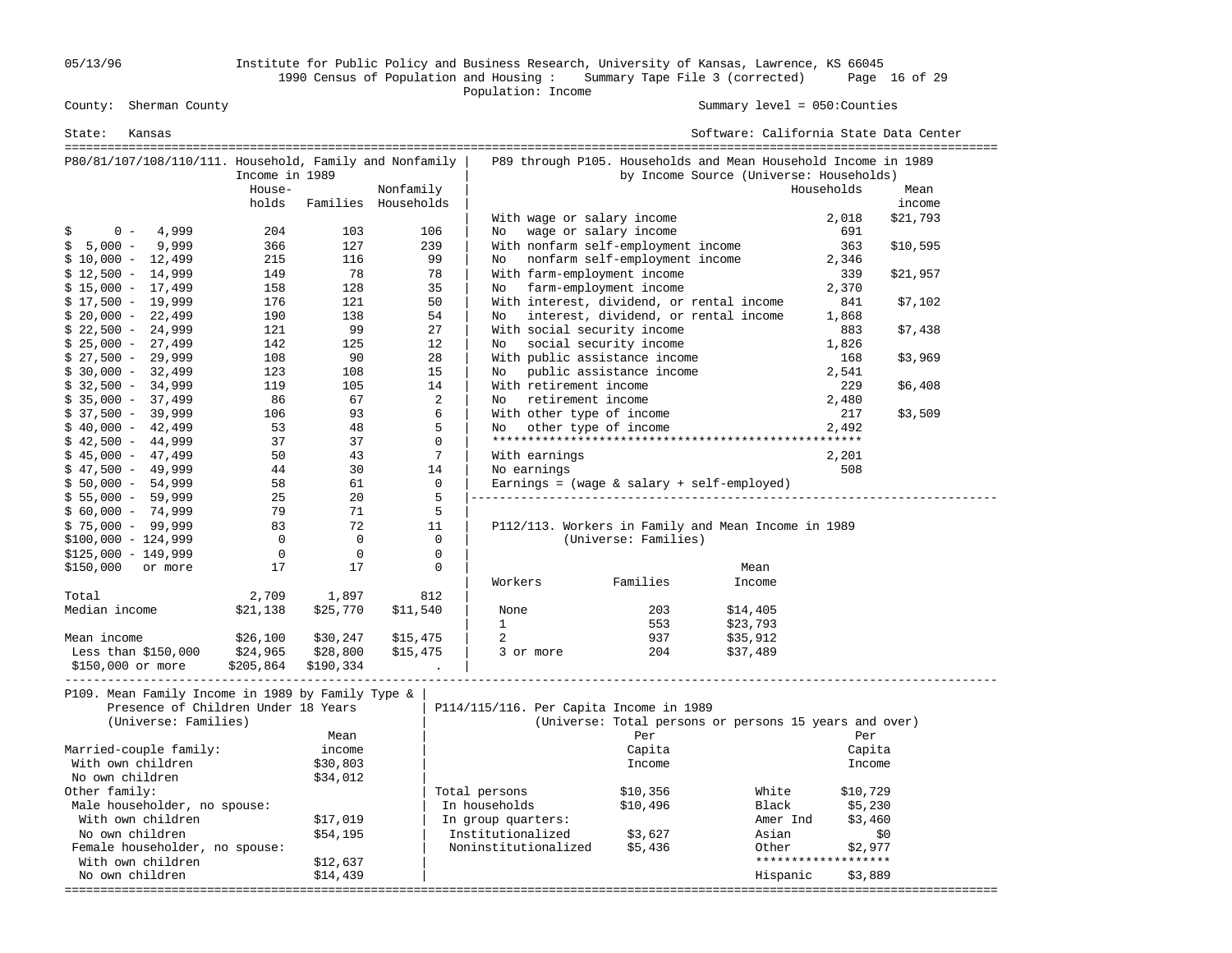County: Sherman County — Summary level = 050:Counties

State: Kansas — Software: California State Data Center

1990 Census of Population and Housing : Summary Tape File 3 (corrected)

Population: Income

## P80/81/107/108/110/111. Household, Family and Nonfamily Income in 1989

| | Households | Families | Nonfamily Households |
|---|---|---|---|
| $ 0 - 4,999 | 204 | 103 | 106 |
| $ 5,000 - 9,999 | 366 | 127 | 239 |
| $ 10,000 - 12,499 | 215 | 116 | 99 |
| $ 12,500 - 14,999 | 149 | 78 | 78 |
| $ 15,000 - 17,499 | 158 | 128 | 35 |
| $ 17,500 - 19,999 | 176 | 121 | 50 |
| $ 20,000 - 22,499 | 190 | 138 | 54 |
| $ 22,500 - 24,999 | 121 | 99 | 27 |
| $ 25,000 - 27,499 | 142 | 125 | 12 |
| $ 27,500 - 29,999 | 108 | 90 | 28 |
| $ 30,000 - 32,499 | 123 | 108 | 15 |
| $ 32,500 - 34,999 | 119 | 105 | 14 |
| $ 35,000 - 37,499 | 86 | 67 | 2 |
| $ 37,500 - 39,999 | 106 | 93 | 6 |
| $ 40,000 - 42,499 | 53 | 48 | 5 |
| $ 42,500 - 44,999 | 37 | 37 | 0 |
| $ 45,000 - 47,499 | 50 | 43 | 7 |
| $ 47,500 - 49,999 | 44 | 30 | 14 |
| $ 50,000 - 54,999 | 58 | 61 | 0 |
| $ 55,000 - 59,999 | 25 | 20 | 5 |
| $ 60,000 - 74,999 | 79 | 71 | 5 |
| $ 75,000 - 99,999 | 83 | 72 | 11 |
| $100,000 - 124,999 | 0 | 0 | 0 |
| $125,000 - 149,999 | 0 | 0 | 0 |
| $150,000 or more | 17 | 17 | 0 |
| Total | 2,709 | 1,897 | 812 |
| Median income | $21,138 | $25,770 | $11,540 |
| Mean income | $26,100 | $30,247 | $15,475 |
| Less than $150,000 | $24,965 | $28,800 | $15,475 |
| $150,000 or more | $205,864 | $190,334 | . |

## P89 through P105. Households and Mean Household Income in 1989 by Income Source (Universe: Households)

| | Households | Mean income |
|---|---|---|
| With wage or salary income | 2,018 | $21,793 |
| No wage or salary income | 691 | |
| With nonfarm self-employment income | 363 | $10,595 |
| No nonfarm self-employment income | 2,346 | |
| With farm-employment income | 339 | $21,957 |
| No farm-employment income | 2,370 | |
| With interest, dividend, or rental income | 841 | $7,102 |
| No interest, dividend, or rental income | 1,868 | |
| With social security income | 883 | $7,438 |
| No social security income | 1,826 | |
| With public assistance income | 168 | $3,969 |
| No public assistance income | 2,541 | |
| With retirement income | 229 | $6,408 |
| No retirement income | 2,480 | |
| With other type of income | 217 | $3,509 |
| No other type of income | 2,492 | |
| With earnings | 2,201 | |
| No earnings | 508 | |

Earnings = (wage & salary + self-employed)

## P112/113. Workers in Family and Mean Income in 1989 (Universe: Families)

| Workers | Families | Mean Income |
|---|---|---|
| None | 203 | $14,405 |
| 1 | 553 | $23,793 |
| 2 | 937 | $35,912 |
| 3 or more | 204 | $37,489 |

## P109. Mean Family Income in 1989 by Family Type & Presence of Children Under 18 Years (Universe: Families)

| | Mean income |
|---|---|
| Married-couple family: | |
| With own children | $30,803 |
| No own children | $34,012 |
| Other family: | |
| Male householder, no spouse: | |
| With own children | $17,019 |
| No own children | $54,195 |
| Female householder, no spouse: | |
| With own children | $12,637 |
| No own children | $14,439 |

## P114/115/116. Per Capita Income in 1989 (Universe: Total persons or persons 15 years and over)

| | Per Capita Income |
|---|---|
| Total persons | $10,356 |
| In households | $10,496 |
| In group quarters: | |
| Institutionalized | $3,627 |
| Noninstitutionalized | $5,436 |

| | Per Capita Income |
|---|---|
| White | $10,729 |
| Black | $5,230 |
| Amer Ind | $3,460 |
| Asian | $0 |
| Other | $2,977 |
| Hispanic | $3,889 |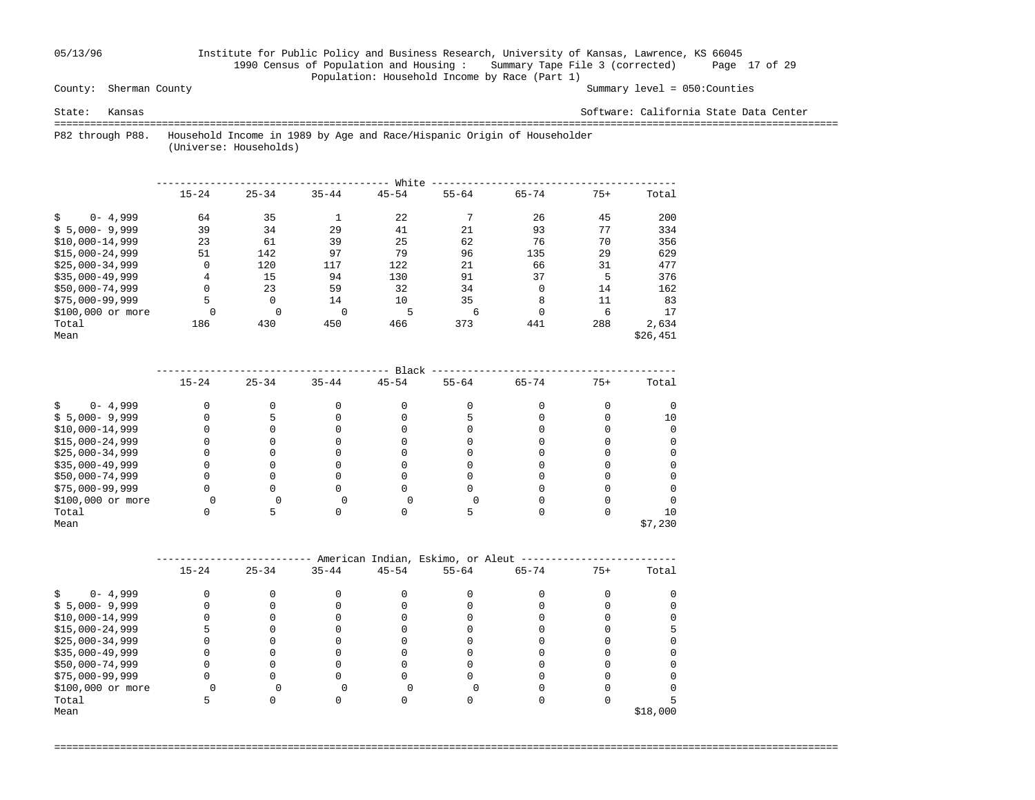County: Sherman County　　　　Summary level = 050:Counties

State: Kansas　　　　Software: California State Data Center

Institute for Public Policy and Business Research, University of Kansas, Lawrence, KS 66045
1990 Census of Population and Housing : Summary Tape File 3 (corrected)
Population: Household Income by Race (Part 1)

P82 through P88. Household Income in 1989 by Age and Race/Hispanic Origin of Householder
(Universe: Households)

| | White | | | | | | | |
|---|---|---|---|---|---|---|---|---|
| | 15-24 | 25-34 | 35-44 | 45-54 | 55-64 | 65-74 | 75+ | Total |
| $ 0- 4,999 | 64 | 35 | 1 | 22 | 7 | 26 | 45 | 200 |
| $ 5,000- 9,999 | 39 | 34 | 29 | 41 | 21 | 93 | 77 | 334 |
| $10,000-14,999 | 23 | 61 | 39 | 25 | 62 | 76 | 70 | 356 |
| $15,000-24,999 | 51 | 142 | 97 | 79 | 96 | 135 | 29 | 629 |
| $25,000-34,999 | 0 | 120 | 117 | 122 | 21 | 66 | 31 | 477 |
| $35,000-49,999 | 4 | 15 | 94 | 130 | 91 | 37 | 5 | 376 |
| $50,000-74,999 | 0 | 23 | 59 | 32 | 34 | 0 | 14 | 162 |
| $75,000-99,999 | 5 | 0 | 14 | 10 | 35 | 8 | 11 | 83 |
| $100,000 or more | 0 | 0 | 0 | 5 | 6 | 0 | 6 | 17 |
| Total | 186 | 430 | 450 | 466 | 373 | 441 | 288 | 2,634 |
| Mean | | | | | | | | $26,451 |

| | Black | | | | | | | |
|---|---|---|---|---|---|---|---|---|
| | 15-24 | 25-34 | 35-44 | 45-54 | 55-64 | 65-74 | 75+ | Total |
| $ 0- 4,999 | 0 | 0 | 0 | 0 | 0 | 0 | 0 | 0 |
| $ 5,000- 9,999 | 0 | 5 | 0 | 0 | 5 | 0 | 0 | 10 |
| $10,000-14,999 | 0 | 0 | 0 | 0 | 0 | 0 | 0 | 0 |
| $15,000-24,999 | 0 | 0 | 0 | 0 | 0 | 0 | 0 | 0 |
| $25,000-34,999 | 0 | 0 | 0 | 0 | 0 | 0 | 0 | 0 |
| $35,000-49,999 | 0 | 0 | 0 | 0 | 0 | 0 | 0 | 0 |
| $50,000-74,999 | 0 | 0 | 0 | 0 | 0 | 0 | 0 | 0 |
| $75,000-99,999 | 0 | 0 | 0 | 0 | 0 | 0 | 0 | 0 |
| $100,000 or more | 0 | 0 | 0 | 0 | 0 | 0 | 0 | 0 |
| Total | 0 | 5 | 0 | 0 | 5 | 0 | 0 | 10 |
| Mean | | | | | | | | $7,230 |

| | American Indian, Eskimo, or Aleut | | | | | | | |
|---|---|---|---|---|---|---|---|---|
| | 15-24 | 25-34 | 35-44 | 45-54 | 55-64 | 65-74 | 75+ | Total |
| $ 0- 4,999 | 0 | 0 | 0 | 0 | 0 | 0 | 0 | 0 |
| $ 5,000- 9,999 | 0 | 0 | 0 | 0 | 0 | 0 | 0 | 0 |
| $10,000-14,999 | 0 | 0 | 0 | 0 | 0 | 0 | 0 | 0 |
| $15,000-24,999 | 5 | 0 | 0 | 0 | 0 | 0 | 0 | 5 |
| $25,000-34,999 | 0 | 0 | 0 | 0 | 0 | 0 | 0 | 0 |
| $35,000-49,999 | 0 | 0 | 0 | 0 | 0 | 0 | 0 | 0 |
| $50,000-74,999 | 0 | 0 | 0 | 0 | 0 | 0 | 0 | 0 |
| $75,000-99,999 | 0 | 0 | 0 | 0 | 0 | 0 | 0 | 0 |
| $100,000 or more | 0 | 0 | 0 | 0 | 0 | 0 | 0 | 0 |
| Total | 5 | 0 | 0 | 0 | 0 | 0 | 0 | 5 |
| Mean | | | | | | | | $18,000 |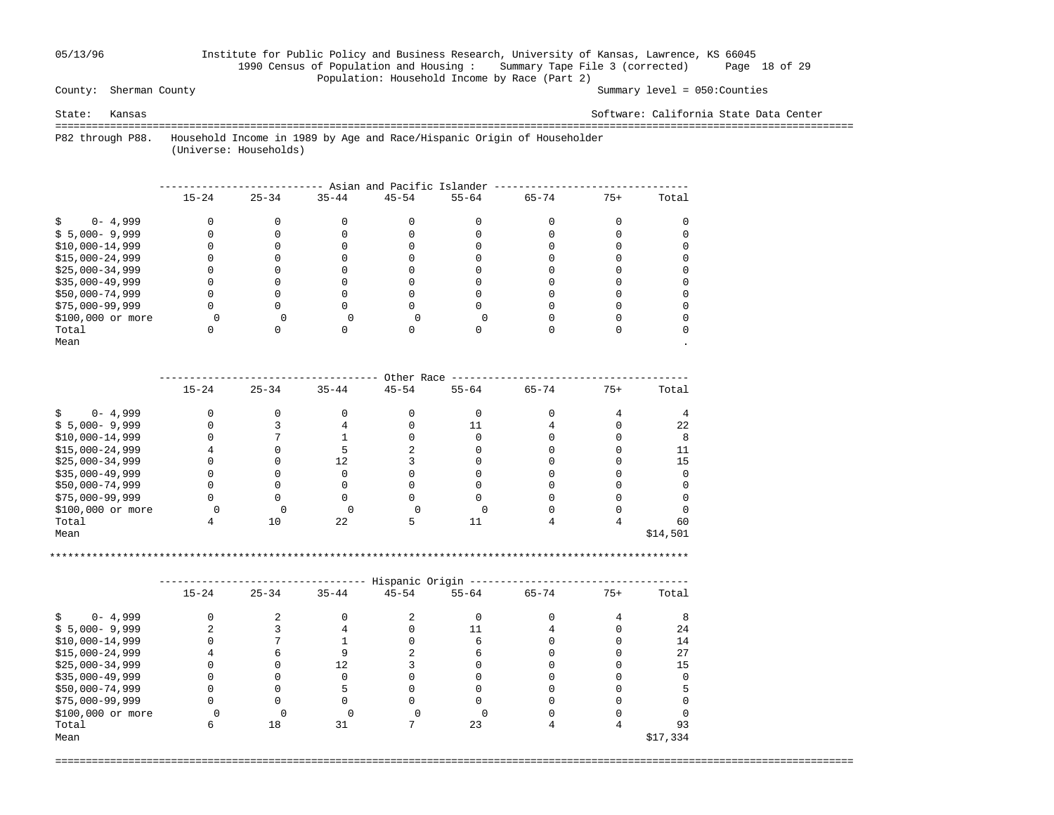Institute for Public Policy and Business Research, University of Kansas, Lawrence, KS 66045
1990 Census of Population and Housing : Summary Tape File 3 (corrected)
Population: Household Income by Race (Part 2)

County: Sherman County — Summary level = 050:Counties

State: Kansas — Software: California State Data Center

P82 through P88. Household Income in 1989 by Age and Race/Hispanic Origin of Householder
(Universe: Households)

| Asian and Pacific Islander | 15-24 | 25-34 | 35-44 | 45-54 | 55-64 | 65-74 | 75+ | Total |
|---|---|---|---|---|---|---|---|---|
| $ 0- 4,999 | 0 | 0 | 0 | 0 | 0 | 0 | 0 | 0 |
| $ 5,000- 9,999 | 0 | 0 | 0 | 0 | 0 | 0 | 0 | 0 |
| $10,000-14,999 | 0 | 0 | 0 | 0 | 0 | 0 | 0 | 0 |
| $15,000-24,999 | 0 | 0 | 0 | 0 | 0 | 0 | 0 | 0 |
| $25,000-34,999 | 0 | 0 | 0 | 0 | 0 | 0 | 0 | 0 |
| $35,000-49,999 | 0 | 0 | 0 | 0 | 0 | 0 | 0 | 0 |
| $50,000-74,999 | 0 | 0 | 0 | 0 | 0 | 0 | 0 | 0 |
| $75,000-99,999 | 0 | 0 | 0 | 0 | 0 | 0 | 0 | 0 |
| $100,000 or more | 0 | 0 | 0 | 0 | 0 | 0 | 0 | 0 |
| Total | 0 | 0 | 0 | 0 | 0 | 0 | 0 | 0 |
| Mean | | | | | | | | . |

| Other Race | 15-24 | 25-34 | 35-44 | 45-54 | 55-64 | 65-74 | 75+ | Total |
|---|---|---|---|---|---|---|---|---|
| $ 0- 4,999 | 0 | 0 | 0 | 0 | 0 | 0 | 4 | 4 |
| $ 5,000- 9,999 | 0 | 3 | 4 | 0 | 11 | 4 | 0 | 22 |
| $10,000-14,999 | 0 | 7 | 1 | 0 | 0 | 0 | 0 | 8 |
| $15,000-24,999 | 4 | 0 | 5 | 2 | 0 | 0 | 0 | 11 |
| $25,000-34,999 | 0 | 0 | 12 | 3 | 0 | 0 | 0 | 15 |
| $35,000-49,999 | 0 | 0 | 0 | 0 | 0 | 0 | 0 | 0 |
| $50,000-74,999 | 0 | 0 | 0 | 0 | 0 | 0 | 0 | 0 |
| $75,000-99,999 | 0 | 0 | 0 | 0 | 0 | 0 | 0 | 0 |
| $100,000 or more | 0 | 0 | 0 | 0 | 0 | 0 | 0 | 0 |
| Total | 4 | 10 | 22 | 5 | 11 | 4 | 4 | 60 |
| Mean | | | | | | | | $14,501 |

| Hispanic Origin | 15-24 | 25-34 | 35-44 | 45-54 | 55-64 | 65-74 | 75+ | Total |
|---|---|---|---|---|---|---|---|---|
| $ 0- 4,999 | 0 | 2 | 0 | 2 | 0 | 0 | 4 | 8 |
| $ 5,000- 9,999 | 2 | 3 | 4 | 0 | 11 | 4 | 0 | 24 |
| $10,000-14,999 | 0 | 7 | 1 | 0 | 6 | 0 | 0 | 14 |
| $15,000-24,999 | 4 | 6 | 9 | 2 | 6 | 0 | 0 | 27 |
| $25,000-34,999 | 0 | 0 | 12 | 3 | 0 | 0 | 0 | 15 |
| $35,000-49,999 | 0 | 0 | 0 | 0 | 0 | 0 | 0 | 0 |
| $50,000-74,999 | 0 | 0 | 5 | 0 | 0 | 0 | 0 | 5 |
| $75,000-99,999 | 0 | 0 | 0 | 0 | 0 | 0 | 0 | 0 |
| $100,000 or more | 0 | 0 | 0 | 0 | 0 | 0 | 0 | 0 |
| Total | 6 | 18 | 31 | 7 | 23 | 4 | 4 | 93 |
| Mean | | | | | | | | $17,334 |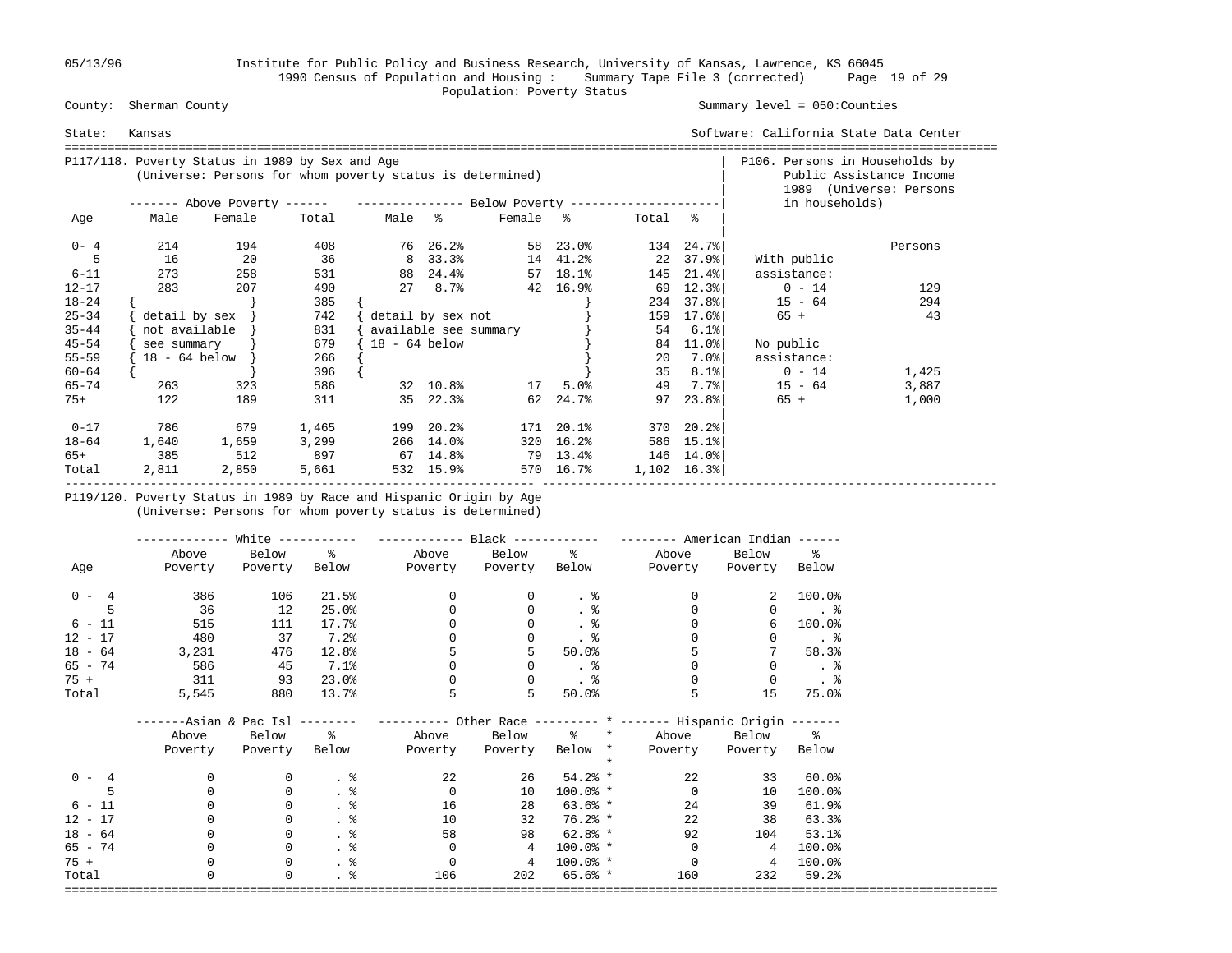Institute for Public Policy and Business Research, University of Kansas, Lawrence, KS 66045
1990 Census of Population and Housing : Summary Tape File 3 (corrected)
Population: Poverty Status

County: Sherman County — Summary level = 050:Counties

State: Kansas — Software: California State Data Center

## P117/118. Poverty Status in 1989 by Sex and Age

(Universe: Persons for whom poverty status is determined)

| Age | Above Poverty Male | Above Poverty Female | Above Poverty Total | Below Poverty Male | % | Below Poverty Female | % | Below Poverty Total | % |
|---|---|---|---|---|---|---|---|---|---|
| 0- 4 | 214 | 194 | 408 | 76 | 26.2% | 58 | 23.0% | 134 | 24.7% |
| 5 | 16 | 20 | 36 | 8 | 33.3% | 14 | 41.2% | 22 | 37.9% |
| 6-11 | 273 | 258 | 531 | 88 | 24.4% | 57 | 18.1% | 145 | 21.4% |
| 12-17 | 283 | 207 | 490 | 27 | 8.7% | 42 | 16.9% | 69 | 12.3% |
| 18-24 | { | } | 385 | { | | | } | 234 | 37.8% |
| 25-34 | { detail by sex | } | 742 | { detail by sex not | | | } | 159 | 17.6% |
| 35-44 | { not available | } | 831 | { available see summary | | | } | 54 | 6.1% |
| 45-54 | { see summary | } | 679 | { 18 - 64 below | | | } | 84 | 11.0% |
| 55-59 | { 18 - 64 below | } | 266 | { | | | } | 20 | 7.0% |
| 60-64 | { | } | 396 | { | | | } | 35 | 8.1% |
| 65-74 | 263 | 323 | 586 | 32 | 10.8% | 17 | 5.0% | 49 | 7.7% |
| 75+ | 122 | 189 | 311 | 35 | 22.3% | 62 | 24.7% | 97 | 23.8% |
| 0-17 | 786 | 679 | 1,465 | 199 | 20.2% | 171 | 20.1% | 370 | 20.2% |
| 18-64 | 1,640 | 1,659 | 3,299 | 266 | 14.0% | 320 | 16.2% | 586 | 15.1% |
| 65+ | 385 | 512 | 897 | 67 | 14.8% | 79 | 13.4% | 146 | 14.0% |
| Total | 2,811 | 2,850 | 5,661 | 532 | 15.9% | 570 | 16.7% | 1,102 | 16.3% |

## P106. Persons in Households by Public Assistance Income 1989

(Universe: Persons in households)

| | Persons |
|---|---|
| With public assistance: | |
| 0 - 14 | 129 |
| 15 - 64 | 294 |
| 65 + | 43 |
| No public assistance: | |
| 0 - 14 | 1,425 |
| 15 - 64 | 3,887 |
| 65 + | 1,000 |

## P119/120. Poverty Status in 1989 by Race and Hispanic Origin by Age

(Universe: Persons for whom poverty status is determined)

| Age | White Above Poverty | White Below Poverty | White % Below | Black Above Poverty | Black Below Poverty | Black % Below | American Indian Above Poverty | American Indian Below Poverty | American Indian % Below |
|---|---|---|---|---|---|---|---|---|---|
| 0 - 4 | 386 | 106 | 21.5% | 0 | 0 | . % | 0 | 2 | 100.0% |
| 5 | 36 | 12 | 25.0% | 0 | 0 | . % | 0 | 0 | . % |
| 6 - 11 | 515 | 111 | 17.7% | 0 | 0 | . % | 0 | 6 | 100.0% |
| 12 - 17 | 480 | 37 | 7.2% | 0 | 0 | . % | 0 | 0 | . % |
| 18 - 64 | 3,231 | 476 | 12.8% | 5 | 5 | 50.0% | 5 | 7 | 58.3% |
| 65 - 74 | 586 | 45 | 7.1% | 0 | 0 | . % | 0 | 0 | . % |
| 75 + | 311 | 93 | 23.0% | 0 | 0 | . % | 0 | 0 | . % |
| Total | 5,545 | 880 | 13.7% | 5 | 5 | 50.0% | 5 | 15 | 75.0% |

| Age | Asian & Pac Isl Above Poverty | Asian & Pac Isl Below Poverty | Asian & Pac Isl % Below | Other Race Above Poverty | Other Race Below Poverty | Other Race % Below | Hispanic Origin Above Poverty | Hispanic Origin Below Poverty | Hispanic Origin % Below |
|---|---|---|---|---|---|---|---|---|---|
| 0 - 4 | 0 | 0 | . % | 22 | 26 | 54.2% | 22 | 33 | 60.0% |
| 5 | 0 | 0 | . % | 0 | 10 | 100.0% | 0 | 10 | 100.0% |
| 6 - 11 | 0 | 0 | . % | 16 | 28 | 63.6% | 24 | 39 | 61.9% |
| 12 - 17 | 0 | 0 | . % | 10 | 32 | 76.2% | 22 | 38 | 63.3% |
| 18 - 64 | 0 | 0 | . % | 58 | 98 | 62.8% | 92 | 104 | 53.1% |
| 65 - 74 | 0 | 0 | . % | 0 | 4 | 100.0% | 0 | 4 | 100.0% |
| 75 + | 0 | 0 | . % | 0 | 4 | 100.0% | 0 | 4 | 100.0% |
| Total | 0 | 0 | . % | 106 | 202 | 65.6% | 160 | 232 | 59.2% |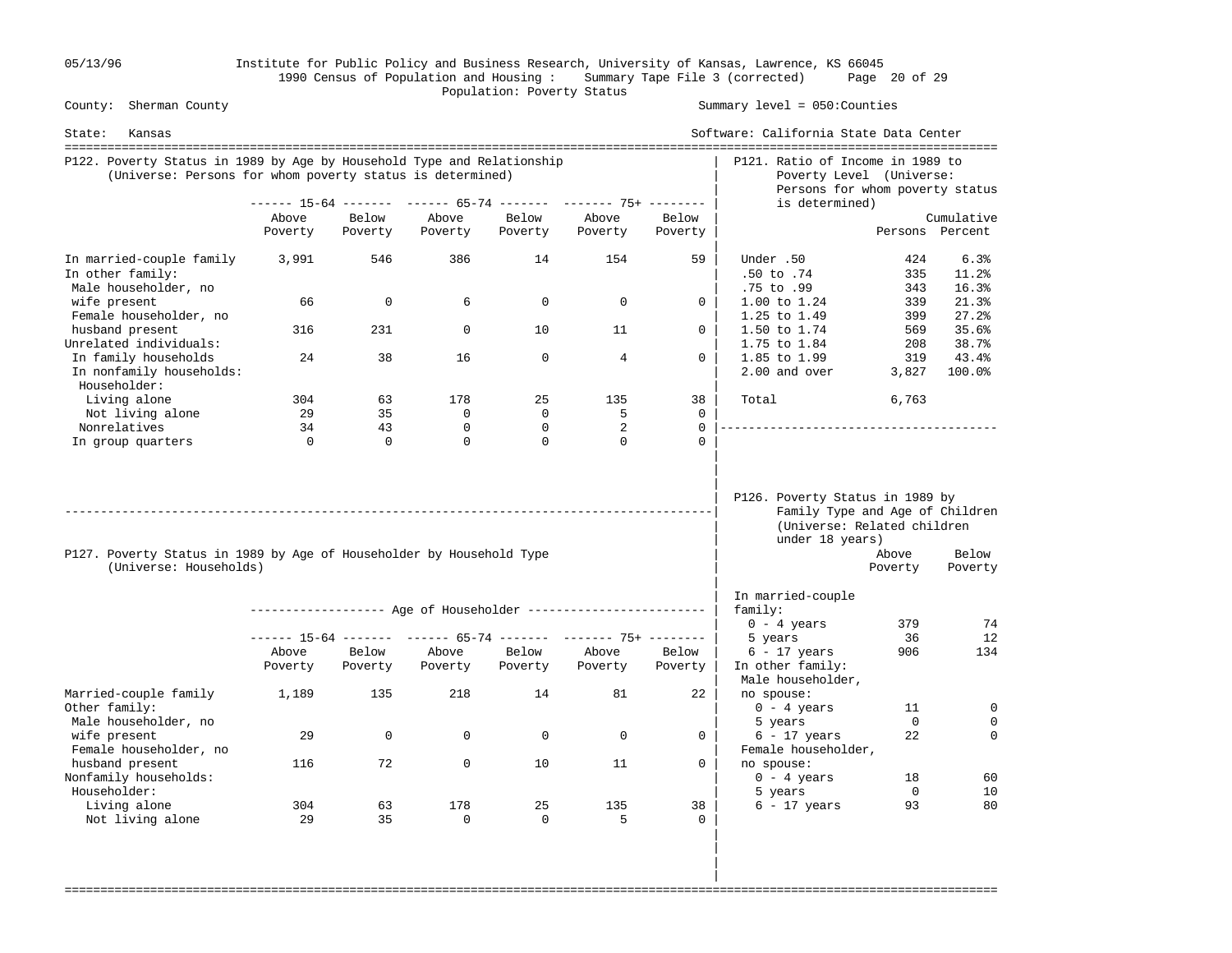County: Sherman County

State: Kansas

Summary level = 050:Counties

Software: California State Data Center

## P122. Poverty Status in 1989 by Age by Household Type and Relationship
(Universe: Persons for whom poverty status is determined)

| | 15-64 | | 65-74 | | 75+ | |
|---|---|---|---|---|---|---|
| | Above Poverty | Below Poverty | Above Poverty | Below Poverty | Above Poverty | Below Poverty |
| In married-couple family | 3,991 | 546 | 386 | 14 | 154 | 59 |
| In other family: | | | | | | |
| Male householder, no wife present | 66 | 0 | 6 | 0 | 0 | 0 |
| Female householder, no husband present | 316 | 231 | 0 | 10 | 11 | 0 |
| Unrelated individuals: | | | | | | |
| In family households | 24 | 38 | 16 | 0 | 4 | 0 |
| In nonfamily households: | | | | | | |
| Householder: | | | | | | |
| Living alone | 304 | 63 | 178 | 25 | 135 | 38 |
| Not living alone | 29 | 35 | 0 | 0 | 5 | 0 |
| Nonrelatives | 34 | 43 | 0 | 0 | 2 | 0 |
| In group quarters | 0 | 0 | 0 | 0 | 0 | 0 |

## P121. Ratio of Income in 1989 to Poverty Level (Universe: Persons for whom poverty status is determined)

| | Persons | Cumulative Percent |
|---|---|---|
| Under .50 | 424 | 6.3% |
| .50 to .74 | 335 | 11.2% |
| .75 to .99 | 343 | 16.3% |
| 1.00 to 1.24 | 339 | 21.3% |
| 1.25 to 1.49 | 399 | 27.2% |
| 1.50 to 1.74 | 569 | 35.6% |
| 1.75 to 1.84 | 208 | 38.7% |
| 1.85 to 1.99 | 319 | 43.4% |
| 2.00 and over | 3,827 | 100.0% |
| Total | 6,763 | |

## P127. Poverty Status in 1989 by Age of Householder by Household Type
(Universe: Households)

| | Age of Householder | | | | | |
|---|---|---|---|---|---|---|
| | 15-64 | | 65-74 | | 75+ | |
| | Above Poverty | Below Poverty | Above Poverty | Below Poverty | Above Poverty | Below Poverty |
| Married-couple family | 1,189 | 135 | 218 | 14 | 81 | 22 |
| Other family: | | | | | | |
| Male householder, no wife present | 29 | 0 | 0 | 0 | 0 | 0 |
| Female householder, no husband present | 116 | 72 | 0 | 10 | 11 | 0 |
| Nonfamily households: | | | | | | |
| Householder: | | | | | | |
| Living alone | 304 | 63 | 178 | 25 | 135 | 38 |
| Not living alone | 29 | 35 | 0 | 0 | 5 | 0 |

## P126. Poverty Status in 1989 by Family Type and Age of Children
(Universe: Related children under 18 years)

| | Above Poverty | Below Poverty |
|---|---|---|
| In married-couple family: | | |
| 0 - 4 years | 379 | 74 |
| 5 years | 36 | 12 |
| 6 - 17 years | 906 | 134 |
| In other family: | | |
| Male householder, no spouse: | | |
| 0 - 4 years | 11 | 0 |
| 5 years | 0 | 0 |
| 6 - 17 years | 22 | 0 |
| Female householder, no spouse: | | |
| 0 - 4 years | 18 | 60 |
| 5 years | 0 | 10 |
| 6 - 17 years | 93 | 80 |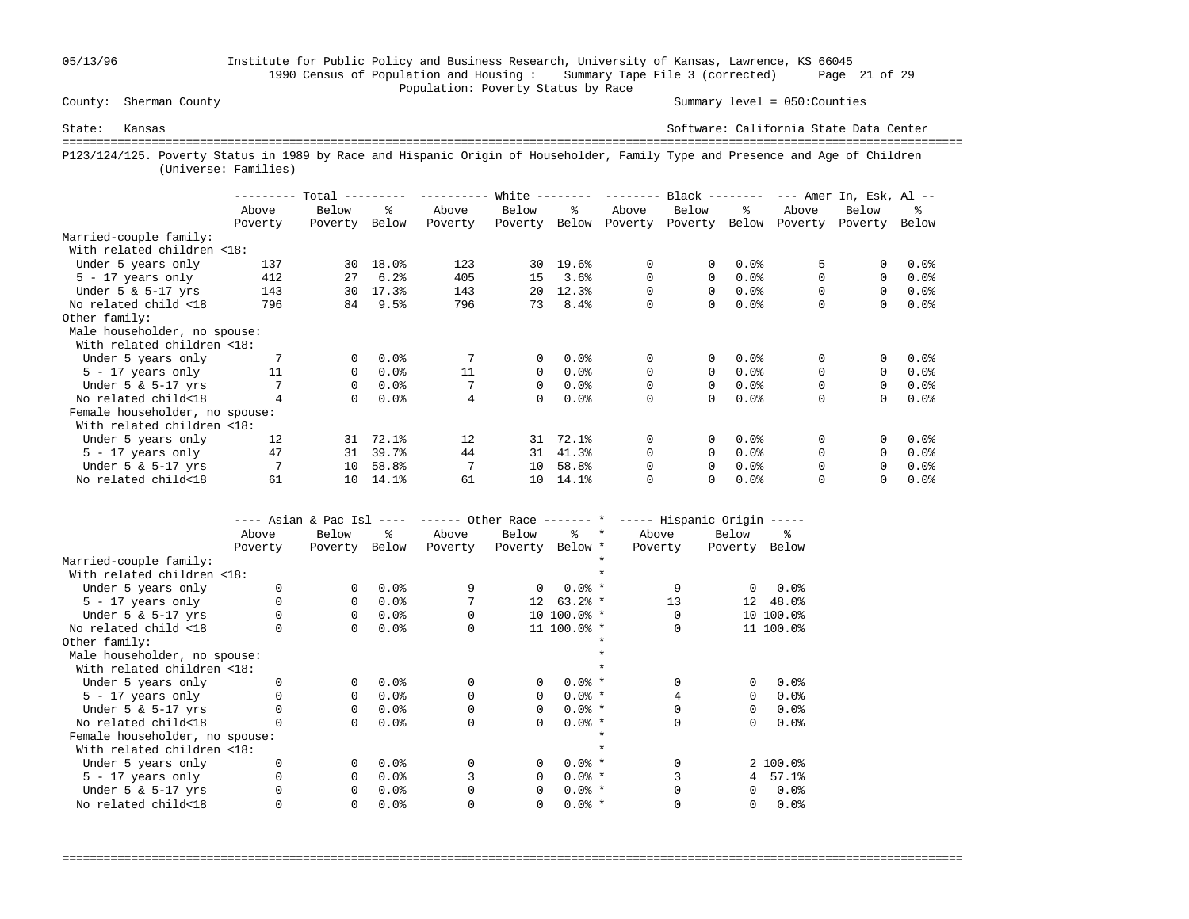County: Sherman County — Summary level = 050:Counties

State: Kansas — Software: California State Data Center

1990 Census of Population and Housing : Summary Tape File 3 (corrected)

Population: Poverty Status by Race

## P123/124/125. Poverty Status in 1989 by Race and Hispanic Origin of Householder, Family Type and Presence and Age of Children (Universe: Families)

| | Total | | | White | | | Black | | | Amer In, Esk, Al | | |
|---|---|---|---|---|---|---|---|---|---|---|---|---|
| | Above Poverty | Below Poverty | % Below | Above Poverty | Below Poverty | % Below | Above Poverty | Below Poverty | % Below | Above Poverty | Below Poverty | % Below |
| Married-couple family: | | | | | | | | | | | | |
| With related children <18: | | | | | | | | | | | | |
| Under 5 years only | 137 | 30 | 18.0% | 123 | 30 | 19.6% | 0 | 0 | 0.0% | 5 | 0 | 0.0% |
| 5 - 17 years only | 412 | 27 | 6.2% | 405 | 15 | 3.6% | 0 | 0 | 0.0% | 0 | 0 | 0.0% |
| Under 5 & 5-17 yrs | 143 | 30 | 17.3% | 143 | 20 | 12.3% | 0 | 0 | 0.0% | 0 | 0 | 0.0% |
| No related child <18 | 796 | 84 | 9.5% | 796 | 73 | 8.4% | 0 | 0 | 0.0% | 0 | 0 | 0.0% |
| Other family: | | | | | | | | | | | | |
| Male householder, no spouse: | | | | | | | | | | | | |
| With related children <18: | | | | | | | | | | | | |
| Under 5 years only | 7 | 0 | 0.0% | 7 | 0 | 0.0% | 0 | 0 | 0.0% | 0 | 0 | 0.0% |
| 5 - 17 years only | 11 | 0 | 0.0% | 11 | 0 | 0.0% | 0 | 0 | 0.0% | 0 | 0 | 0.0% |
| Under 5 & 5-17 yrs | 7 | 0 | 0.0% | 7 | 0 | 0.0% | 0 | 0 | 0.0% | 0 | 0 | 0.0% |
| No related child<18 | 4 | 0 | 0.0% | 4 | 0 | 0.0% | 0 | 0 | 0.0% | 0 | 0 | 0.0% |
| Female householder, no spouse: | | | | | | | | | | | | |
| With related children <18: | | | | | | | | | | | | |
| Under 5 years only | 12 | 31 | 72.1% | 12 | 31 | 72.1% | 0 | 0 | 0.0% | 0 | 0 | 0.0% |
| 5 - 17 years only | 47 | 31 | 39.7% | 44 | 31 | 41.3% | 0 | 0 | 0.0% | 0 | 0 | 0.0% |
| Under 5 & 5-17 yrs | 7 | 10 | 58.8% | 7 | 10 | 58.8% | 0 | 0 | 0.0% | 0 | 0 | 0.0% |
| No related child<18 | 61 | 10 | 14.1% | 61 | 10 | 14.1% | 0 | 0 | 0.0% | 0 | 0 | 0.0% |

| | Asian & Pac Isl | | | Other Race | | | Hispanic Origin | | |
|---|---|---|---|---|---|---|---|---|---|
| | Above Poverty | Below Poverty | % Below | Above Poverty | Below Poverty | % Below | Above Poverty | Below Poverty | % Below |
| Married-couple family: | | | | | | | | | |
| With related children <18: | | | | | | | | | |
| Under 5 years only | 0 | 0 | 0.0% | 9 | 0 | 0.0% | 9 | 0 | 0.0% |
| 5 - 17 years only | 0 | 0 | 0.0% | 7 | 12 | 63.2% | 13 | 12 | 48.0% |
| Under 5 & 5-17 yrs | 0 | 0 | 0.0% | 0 | 10 | 100.0% | 0 | 10 | 100.0% |
| No related child <18 | 0 | 0 | 0.0% | 0 | 11 | 100.0% | 0 | 11 | 100.0% |
| Other family: | | | | | | | | | |
| Male householder, no spouse: | | | | | | | | | |
| With related children <18: | | | | | | | | | |
| Under 5 years only | 0 | 0 | 0.0% | 0 | 0 | 0.0% | 0 | 0 | 0.0% |
| 5 - 17 years only | 0 | 0 | 0.0% | 0 | 0 | 0.0% | 4 | 0 | 0.0% |
| Under 5 & 5-17 yrs | 0 | 0 | 0.0% | 0 | 0 | 0.0% | 0 | 0 | 0.0% |
| No related child<18 | 0 | 0 | 0.0% | 0 | 0 | 0.0% | 0 | 0 | 0.0% |
| Female householder, no spouse: | | | | | | | | | |
| With related children <18: | | | | | | | | | |
| Under 5 years only | 0 | 0 | 0.0% | 0 | 0 | 0.0% | 0 | 2 | 100.0% |
| 5 - 17 years only | 0 | 0 | 0.0% | 3 | 0 | 0.0% | 3 | 4 | 57.1% |
| Under 5 & 5-17 yrs | 0 | 0 | 0.0% | 0 | 0 | 0.0% | 0 | 0 | 0.0% |
| No related child<18 | 0 | 0 | 0.0% | 0 | 0 | 0.0% | 0 | 0 | 0.0% |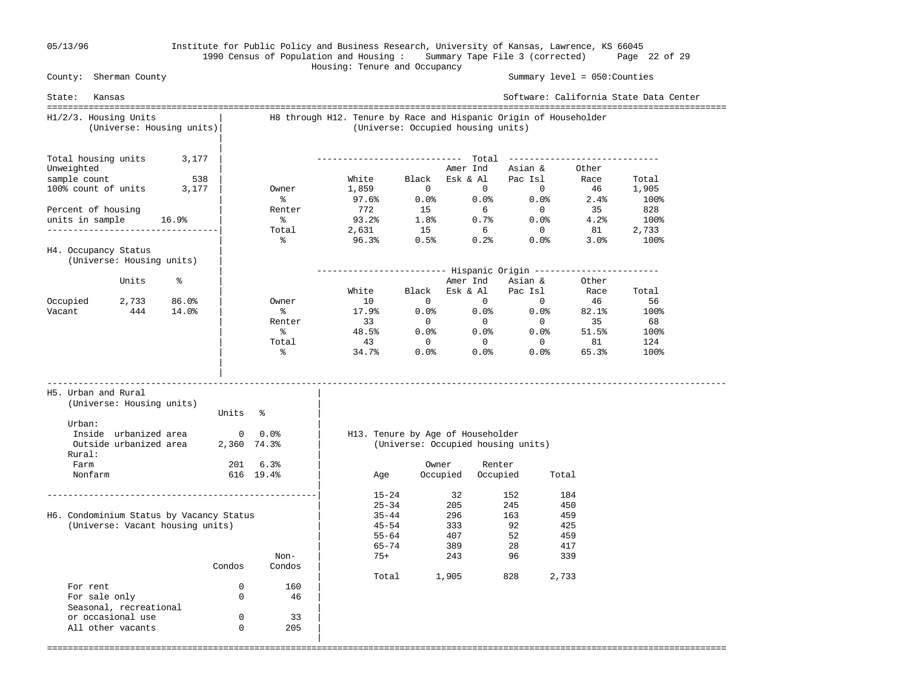05/13/96 Institute for Public Policy and Business Research, University of Kansas, Lawrence, KS 66045

1990 Census of Population and Housing : Summary Tape File 3 (corrected)

Housing: Tenure and Occupancy

County: Sherman County Summary level = 050:Counties

State: Kansas Software: California State Data Center

## H1/2/3. Housing Units
(Universe: Housing units)

| | |
|---|---|
| Total housing units | 3,177 |
| Unweighted sample count | 538 |
| 100% count of units | 3,177 |
| Percent of housing units in sample | 16.9% |

## H4. Occupancy Status
(Universe: Housing units)

| | Units | % |
|---|---|---|
| Occupied | 2,733 | 86.0% |
| Vacant | 444 | 14.0% |

## H8 through H12. Tenure by Race and Hispanic Origin of Householder
(Universe: Occupied housing units)

| Total | White | Black | Amer Ind Esk & Al | Asian & Pac Isl | Other Race | Total |
|---|---|---|---|---|---|---|
| Owner | 1,859 | 0 | 0 | 0 | 46 | 1,905 |
| % | 97.6% | 0.0% | 0.0% | 0.0% | 2.4% | 100% |
| Renter | 772 | 15 | 6 | 0 | 35 | 828 |
| % | 93.2% | 1.8% | 0.7% | 0.0% | 4.2% | 100% |
| Total | 2,631 | 15 | 6 | 0 | 81 | 2,733 |
| % | 96.3% | 0.5% | 0.2% | 0.0% | 3.0% | 100% |

| Hispanic Origin | White | Black | Amer Ind Esk & Al | Asian & Pac Isl | Other Race | Total |
|---|---|---|---|---|---|---|
| Owner | 10 | 0 | 0 | 0 | 46 | 56 |
| % | 17.9% | 0.0% | 0.0% | 0.0% | 82.1% | 100% |
| Renter | 33 | 0 | 0 | 0 | 35 | 68 |
| % | 48.5% | 0.0% | 0.0% | 0.0% | 51.5% | 100% |
| Total | 43 | 0 | 0 | 0 | 81 | 124 |
| % | 34.7% | 0.0% | 0.0% | 0.0% | 65.3% | 100% |

## H5. Urban and Rural
(Universe: Housing units)

| | Units | % |
|---|---|---|
| Urban: | | |
| Inside urbanized area | 0 | 0.0% |
| Outside urbanized area | 2,360 | 74.3% |
| Rural: | | |
| Farm | 201 | 6.3% |
| Nonfarm | 616 | 19.4% |

## H6. Condominium Status by Vacancy Status
(Universe: Vacant housing units)

| | Condos | Non-Condos |
|---|---|---|
| For rent | 0 | 160 |
| For sale only | 0 | 46 |
| Seasonal, recreational or occasional use | 0 | 33 |
| All other vacants | 0 | 205 |

## H13. Tenure by Age of Householder
(Universe: Occupied housing units)

| Age | Owner Occupied | Renter Occupied | Total |
|---|---|---|---|
| 15-24 | 32 | 152 | 184 |
| 25-34 | 205 | 245 | 450 |
| 35-44 | 296 | 163 | 459 |
| 45-54 | 333 | 92 | 425 |
| 55-64 | 407 | 52 | 459 |
| 65-74 | 389 | 28 | 417 |
| 75+ | 243 | 96 | 339 |
| Total | 1,905 | 828 | 2,733 |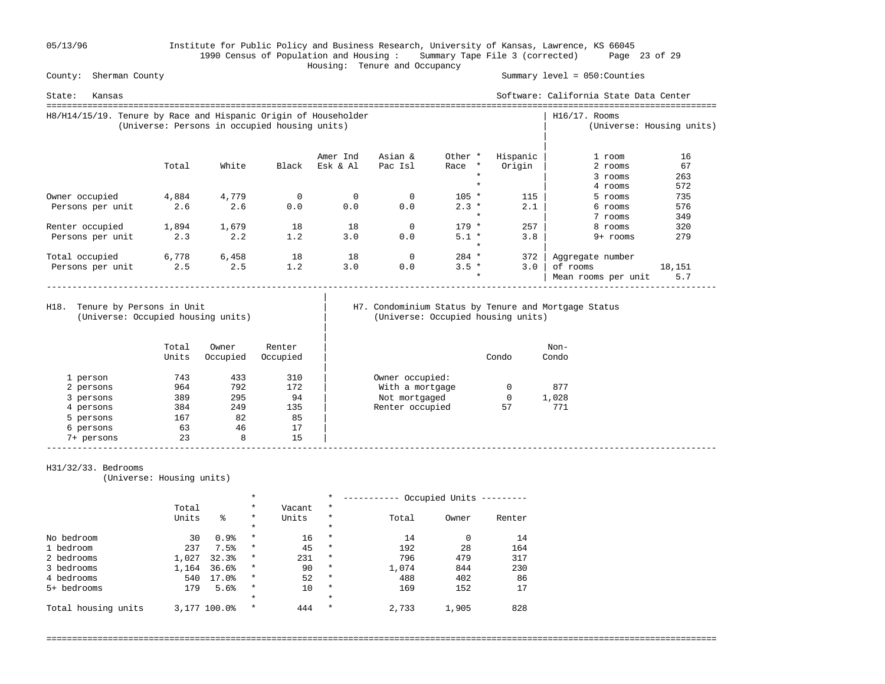Institute for Public Policy and Business Research, University of Kansas, Lawrence, KS 66045

1990 Census of Population and Housing : Summary Tape File 3 (corrected)

Housing: Tenure and Occupancy

County: Sherman County — Summary level = 050:Counties

State: Kansas — Software: California State Data Center

## H8/H14/15/19. Tenure by Race and Hispanic Origin of Householder
(Universe: Persons in occupied housing units)

| | Total | White | Black | Amer Ind Esk & Al | Asian & Pac Isl | Other Race | Hispanic Origin |
|---|---|---|---|---|---|---|---|
| Owner occupied | 4,884 | 4,779 | 0 | 0 | 0 | 105 | 115 |
| Persons per unit | 2.6 | 2.6 | 0.0 | 0.0 | 0.0 | 2.3 | 2.1 |
| Renter occupied | 1,894 | 1,679 | 18 | 18 | 0 | 179 | 257 |
| Persons per unit | 2.3 | 2.2 | 1.2 | 3.0 | 0.0 | 5.1 | 3.8 |
| Total occupied | 6,778 | 6,458 | 18 | 18 | 0 | 284 | 372 |
| Persons per unit | 2.5 | 2.5 | 1.2 | 3.0 | 0.0 | 3.5 | 3.0 |

## H16/17. Rooms
(Universe: Housing units)

| Rooms | Units |
|---|---|
| 1 room | 16 |
| 2 rooms | 67 |
| 3 rooms | 263 |
| 4 rooms | 572 |
| 5 rooms | 735 |
| 6 rooms | 576 |
| 7 rooms | 349 |
| 8 rooms | 320 |
| 9+ rooms | 279 |
| Aggregate number of rooms | 18,151 |
| Mean rooms per unit | 5.7 |

## H18. Tenure by Persons in Unit
(Universe: Occupied housing units)

| | Total Units | Owner Occupied | Renter Occupied |
|---|---|---|---|
| 1 person | 743 | 433 | 310 |
| 2 persons | 964 | 792 | 172 |
| 3 persons | 389 | 295 | 94 |
| 4 persons | 384 | 249 | 135 |
| 5 persons | 167 | 82 | 85 |
| 6 persons | 63 | 46 | 17 |
| 7+ persons | 23 | 8 | 15 |

## H7. Condominium Status by Tenure and Mortgage Status
(Universe: Occupied housing units)

| | Condo | Non-Condo |
|---|---|---|
| Owner occupied: | | |
| With a mortgage | 0 | 877 |
| Not mortgaged | 0 | 1,028 |
| Renter occupied | 57 | 771 |

## H31/32/33. Bedrooms
(Universe: Housing units)

| | Total Units | % | Vacant Units | Occupied Units: Total | Owner | Renter |
|---|---|---|---|---|---|---|
| No bedroom | 30 | 0.9% | 16 | 14 | 0 | 14 |
| 1 bedroom | 237 | 7.5% | 45 | 192 | 28 | 164 |
| 2 bedrooms | 1,027 | 32.3% | 231 | 796 | 479 | 317 |
| 3 bedrooms | 1,164 | 36.6% | 90 | 1,074 | 844 | 230 |
| 4 bedrooms | 540 | 17.0% | 52 | 488 | 402 | 86 |
| 5+ bedrooms | 179 | 5.6% | 10 | 169 | 152 | 17 |
| Total housing units | 3,177 | 100.0% | 444 | 2,733 | 1,905 | 828 |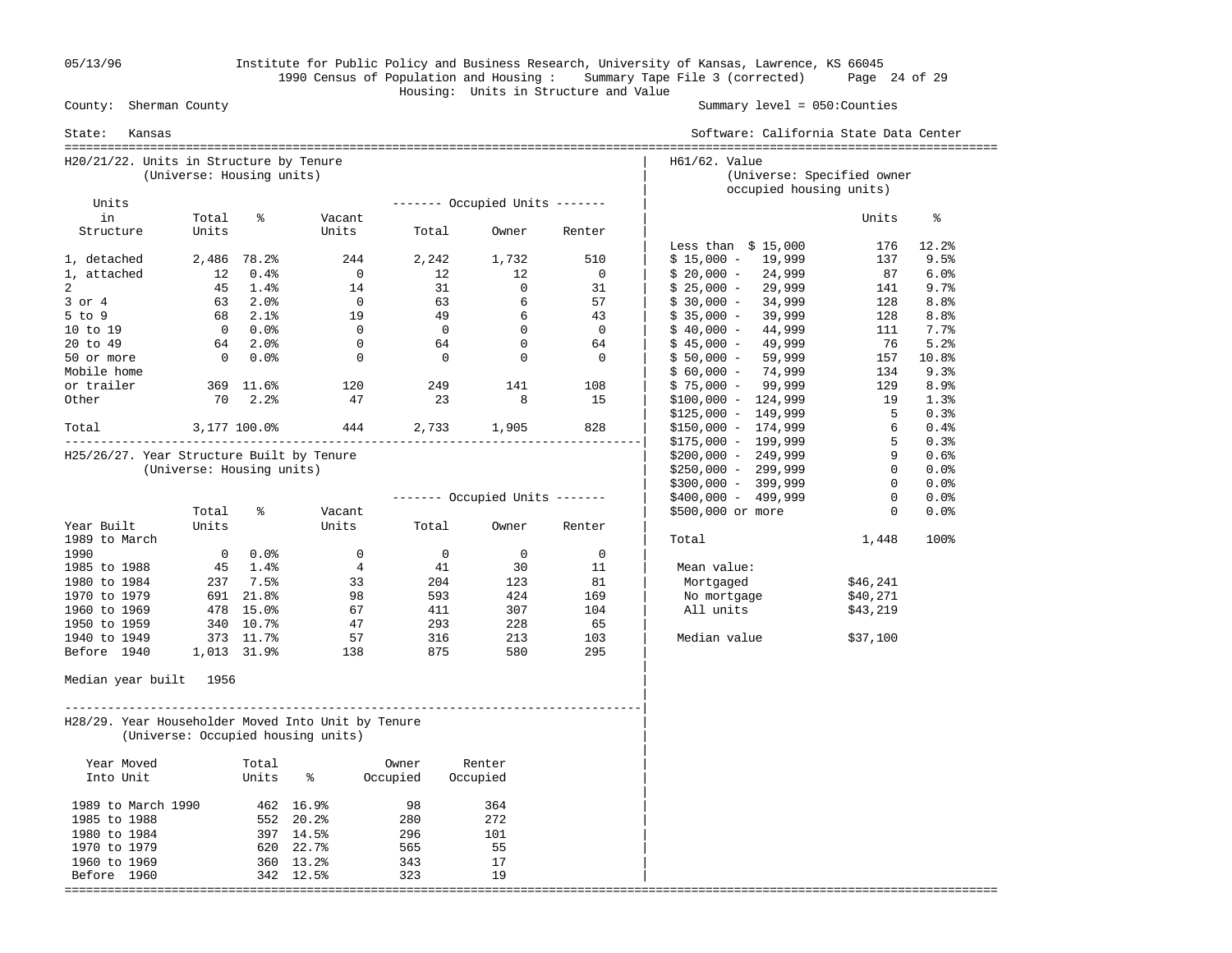County: Sherman County

State: Kansas

Housing: Units in Structure and Value

Summary level = 050:Counties

## H20/21/22. Units in Structure by Tenure
(Universe: Housing units)

| Units in Structure | Total Units | % | Vacant Units | Occupied Units: Total | Occupied Units: Owner | Occupied Units: Renter |
|---|---|---|---|---|---|---|
| 1, detached | 2,486 | 78.2% | 244 | 2,242 | 1,732 | 510 |
| 1, attached | 12 | 0.4% | 0 | 12 | 12 | 0 |
| 2 | 45 | 1.4% | 14 | 31 | 0 | 31 |
| 3 or 4 | 63 | 2.0% | 0 | 63 | 6 | 57 |
| 5 to 9 | 68 | 2.1% | 19 | 49 | 6 | 43 |
| 10 to 19 | 0 | 0.0% | 0 | 0 | 0 | 0 |
| 20 to 49 | 64 | 2.0% | 0 | 64 | 0 | 64 |
| 50 or more | 0 | 0.0% | 0 | 0 | 0 | 0 |
| Mobile home or trailer | 369 | 11.6% | 120 | 249 | 141 | 108 |
| Other | 70 | 2.2% | 47 | 23 | 8 | 15 |
| Total | 3,177 | 100.0% | 444 | 2,733 | 1,905 | 828 |

## H25/26/27. Year Structure Built by Tenure
(Universe: Housing units)

| Year Built | Total Units | % | Vacant Units | Occupied Units: Total | Occupied Units: Owner | Occupied Units: Renter |
|---|---|---|---|---|---|---|
| 1989 to March 1990 | 0 | 0.0% | 0 | 0 | 0 | 0 |
| 1985 to 1988 | 45 | 1.4% | 4 | 41 | 30 | 11 |
| 1980 to 1984 | 237 | 7.5% | 33 | 204 | 123 | 81 |
| 1970 to 1979 | 691 | 21.8% | 98 | 593 | 424 | 169 |
| 1960 to 1969 | 478 | 15.0% | 67 | 411 | 307 | 104 |
| 1950 to 1959 | 340 | 10.7% | 47 | 293 | 228 | 65 |
| 1940 to 1949 | 373 | 11.7% | 57 | 316 | 213 | 103 |
| Before 1940 | 1,013 | 31.9% | 138 | 875 | 580 | 295 |

Median year built 1956

## H28/29. Year Householder Moved Into Unit by Tenure
(Universe: Occupied housing units)

| Year Moved Into Unit | Total Units | % | Owner Occupied | Renter Occupied |
|---|---|---|---|---|
| 1989 to March 1990 | 462 | 16.9% | 98 | 364 |
| 1985 to 1988 | 552 | 20.2% | 280 | 272 |
| 1980 to 1984 | 397 | 14.5% | 296 | 101 |
| 1970 to 1979 | 620 | 22.7% | 565 | 55 |
| 1960 to 1969 | 360 | 13.2% | 343 | 17 |
| Before 1960 | 342 | 12.5% | 323 | 19 |

## H61/62. Value
(Universe: Specified owner occupied housing units)

| Value | Units | % |
|---|---|---|
| Less than $ 15,000 | 176 | 12.2% |
| $ 15,000 - 19,999 | 137 | 9.5% |
| $ 20,000 - 24,999 | 87 | 6.0% |
| $ 25,000 - 29,999 | 141 | 9.7% |
| $ 30,000 - 34,999 | 128 | 8.8% |
| $ 35,000 - 39,999 | 128 | 8.8% |
| $ 40,000 - 44,999 | 111 | 7.7% |
| $ 45,000 - 49,999 | 76 | 5.2% |
| $ 50,000 - 59,999 | 157 | 10.8% |
| $ 60,000 - 74,999 | 134 | 9.3% |
| $ 75,000 - 99,999 | 129 | 8.9% |
| $100,000 - 124,999 | 19 | 1.3% |
| $125,000 - 149,999 | 5 | 0.3% |
| $150,000 - 174,999 | 6 | 0.4% |
| $175,000 - 199,999 | 5 | 0.3% |
| $200,000 - 249,999 | 9 | 0.6% |
| $250,000 - 299,999 | 0 | 0.0% |
| $300,000 - 399,999 | 0 | 0.0% |
| $400,000 - 499,999 | 0 | 0.0% |
| $500,000 or more | 0 | 0.0% |
| Total | 1,448 | 100% |

| Mean value: | |
|---|---|
| Mortgaged | $46,241 |
| No mortgage | $40,271 |
| All units | $43,219 |

Median value $37,100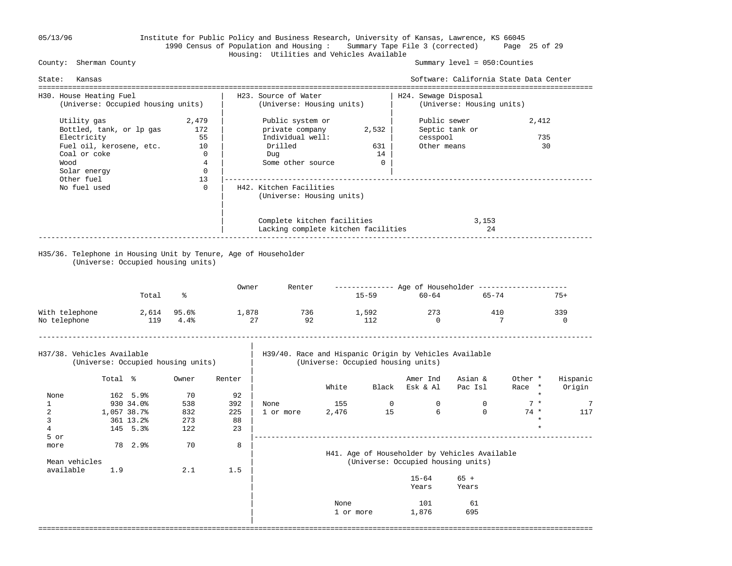Institute for Public Policy and Business Research, University of Kansas, Lawrence, KS 66045
1990 Census of Population and Housing : Summary Tape File 3 (corrected)
Housing: Utilities and Vehicles Available

County: Sherman County — Summary level = 050:Counties

State: Kansas — Software: California State Data Center

### H30. House Heating Fuel
(Universe: Occupied housing units)

| Fuel | Units |
|---|---|
| Utility gas | 2,479 |
| Bottled, tank, or lp gas | 172 |
| Electricity | 55 |
| Fuel oil, kerosene, etc. | 10 |
| Coal or coke | 0 |
| Wood | 4 |
| Solar energy | 0 |
| Other fuel | 13 |
| No fuel used | 0 |

### H23. Source of Water
(Universe: Housing units)

| Source | Units |
|---|---|
| Public system or private company | 2,532 |
| Individual well: | |
| Drilled | 631 |
| Dug | 14 |
| Some other source | 0 |

### H24. Sewage Disposal
(Universe: Housing units)

| Disposal | Units |
|---|---|
| Public sewer | 2,412 |
| Septic tank or cesspool | 735 |
| Other means | 30 |

### H42. Kitchen Facilities
(Universe: Housing units)

| Facilities | Units |
|---|---|
| Complete kitchen facilities | 3,153 |
| Lacking complete kitchen facilities | 24 |

### H35/36. Telephone in Housing Unit by Tenure, Age of Householder
(Universe: Occupied housing units)

| | Total | % | Owner | Renter | Age of Householder 15-59 | 60-64 | 65-74 | 75+ |
|---|---|---|---|---|---|---|---|---|
| With telephone | 2,614 | 95.6% | 1,878 | 736 | 1,592 | 273 | 410 | 339 |
| No telephone | 119 | 4.4% | 27 | 92 | 112 | 0 | 7 | 0 |

### H37/38. Vehicles Available
(Universe: Occupied housing units)

| | Total | % | Owner | Renter |
|---|---|---|---|---|
| None | 162 | 5.9% | 70 | 92 |
| 1 | 930 | 34.0% | 538 | 392 |
| 2 | 1,057 | 38.7% | 832 | 225 |
| 3 | 361 | 13.2% | 273 | 88 |
| 4 | 145 | 5.3% | 122 | 23 |
| 5 or more | 78 | 2.9% | 70 | 8 |
| Mean vehicles available | 1.9 | | 2.1 | 1.5 |

### H39/40. Race and Hispanic Origin by Vehicles Available
(Universe: Occupied housing units)

| | White | Black | Amer Ind Esk & Al | Asian & Pac Isl | Other Race * | Hispanic Origin |
|---|---|---|---|---|---|---|
| None | 155 | 0 | 0 | 0 | 7 * | 7 |
| 1 or more | 2,476 | 15 | 6 | 0 | 74 * | 117 |

### H41. Age of Householder by Vehicles Available
(Universe: Occupied housing units)

| | 15-64 Years | 65 + Years |
|---|---|---|
| None | 101 | 61 |
| 1 or more | 1,876 | 695 |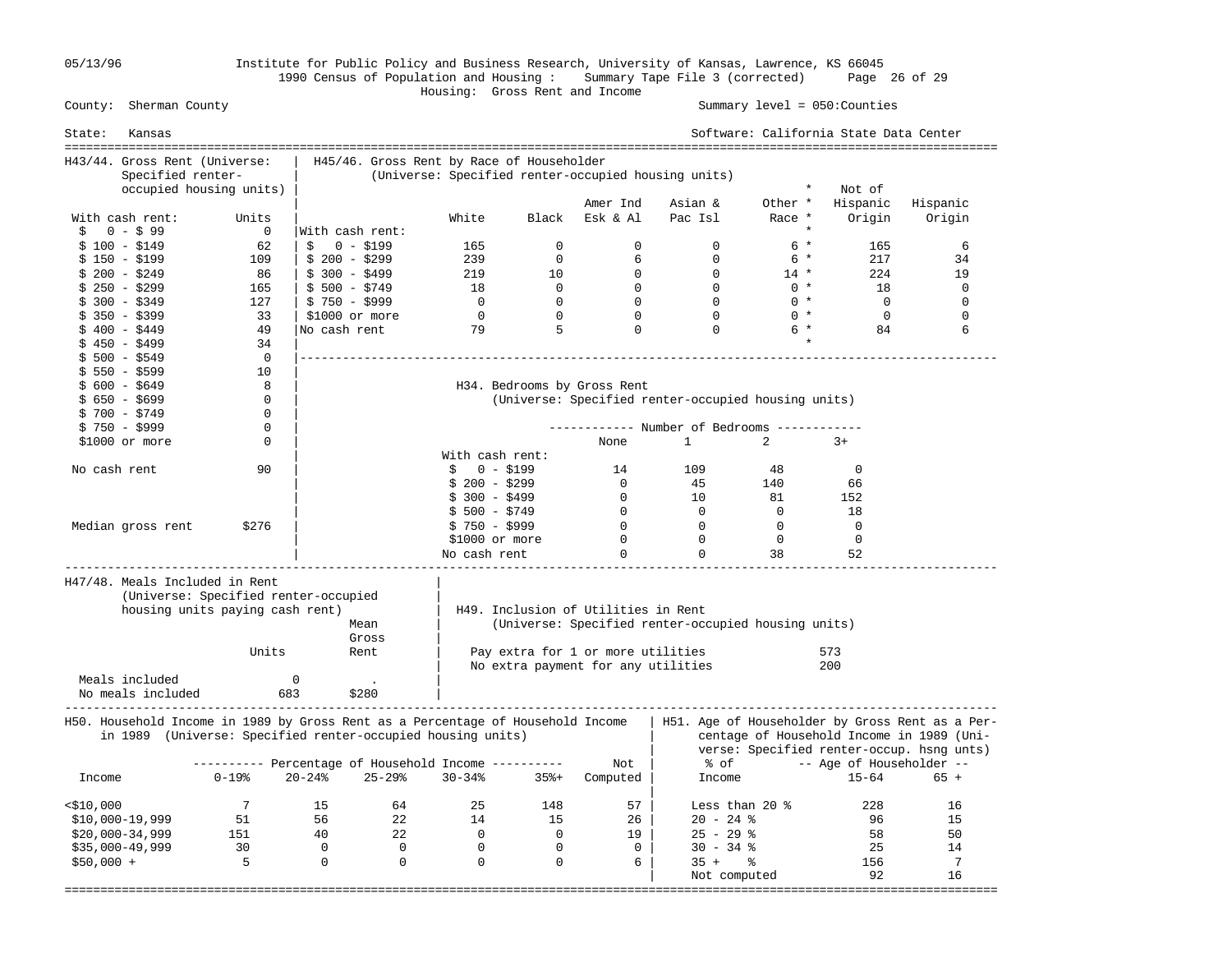Institute for Public Policy and Business Research, University of Kansas, Lawrence, KS 66045
1990 Census of Population and Housing : Summary Tape File 3 (corrected)
Housing: Gross Rent and Income

County: Sherman County — Summary level = 050:Counties

State: Kansas — Software: California State Data Center

05/13/96

## H43/44. Gross Rent (Universe: Specified renter-occupied housing units)

| With cash rent: | Units |
|---|---|
| $ 0 - $ 99 | 0 |
| $ 100 - $149 | 62 |
| $ 150 - $199 | 109 |
| $ 200 - $249 | 86 |
| $ 250 - $299 | 165 |
| $ 300 - $349 | 127 |
| $ 350 - $399 | 33 |
| $ 400 - $449 | 49 |
| $ 450 - $499 | 34 |
| $ 500 - $549 | 0 |
| $ 550 - $599 | 10 |
| $ 600 - $649 | 8 |
| $ 650 - $699 | 0 |
| $ 700 - $749 | 0 |
| $ 750 - $999 | 0 |
| $1000 or more | 0 |
| No cash rent | 90 |
| Median gross rent | $276 |

## H45/46. Gross Rent by Race of Householder (Universe: Specified renter-occupied housing units)

| | White | Black | Amer Ind Esk & Al | Asian & Pac Isl | Other Race * | Not of Hispanic Origin | Hispanic Origin |
|---|---|---|---|---|---|---|---|
| With cash rent: | | | | | | | |
| $ 0 - $199 | 165 | 0 | 0 | 0 | 6 | 165 | 6 |
| $ 200 - $299 | 239 | 0 | 6 | 0 | 6 | 217 | 34 |
| $ 300 - $499 | 219 | 10 | 0 | 0 | 14 | 224 | 19 |
| $ 500 - $749 | 18 | 0 | 0 | 0 | 0 | 18 | 0 |
| $ 750 - $999 | 0 | 0 | 0 | 0 | 0 | 0 | 0 |
| $1000 or more | 0 | 0 | 0 | 0 | 0 | 0 | 0 |
| No cash rent | 79 | 5 | 0 | 0 | 6 | 84 | 6 |

## H34. Bedrooms by Gross Rent (Universe: Specified renter-occupied housing units)

| | Number of Bedrooms: None | 1 | 2 | 3+ |
|---|---|---|---|---|
| With cash rent: | | | | |
| $ 0 - $199 | 14 | 109 | 48 | 0 |
| $ 200 - $299 | 0 | 45 | 140 | 66 |
| $ 300 - $499 | 0 | 10 | 81 | 152 |
| $ 500 - $749 | 0 | 0 | 0 | 18 |
| $ 750 - $999 | 0 | 0 | 0 | 0 |
| $1000 or more | 0 | 0 | 0 | 0 |
| No cash rent | 0 | 0 | 38 | 52 |

## H47/48. Meals Included in Rent (Universe: Specified renter-occupied housing units paying cash rent)

| | Units | Mean Gross Rent |
|---|---|---|
| Meals included | 0 | . |
| No meals included | 683 | $280 |

## H49. Inclusion of Utilities in Rent (Universe: Specified renter-occupied housing units)

| | |
|---|---|
| Pay extra for 1 or more utilities | 573 |
| No extra payment for any utilities | 200 |

## H50. Household Income in 1989 by Gross Rent as a Percentage of Household Income in 1989 (Universe: Specified renter-occupied housing units)

| Income | 0-19% | 20-24% | 25-29% | 30-34% | 35%+ | Not Computed |
|---|---|---|---|---|---|---|
| <$10,000 | 7 | 15 | 64 | 25 | 148 | 57 |
| $10,000-19,999 | 51 | 56 | 22 | 14 | 15 | 26 |
| $20,000-34,999 | 151 | 40 | 22 | 0 | 0 | 19 |
| $35,000-49,999 | 30 | 0 | 0 | 0 | 0 | 0 |
| $50,000 + | 5 | 0 | 0 | 0 | 0 | 6 |

## H51. Age of Householder by Gross Rent as a Percentage of Household Income in 1989 (Universe: Specified renter-occup. hsng unts)

| % of Income | Age of Householder: 15-64 | 65 + |
|---|---|---|
| Less than 20 % | 228 | 16 |
| 20 - 24 % | 96 | 15 |
| 25 - 29 % | 58 | 50 |
| 30 - 34 % | 25 | 14 |
| 35 + % | 156 | 7 |
| Not computed | 92 | 16 |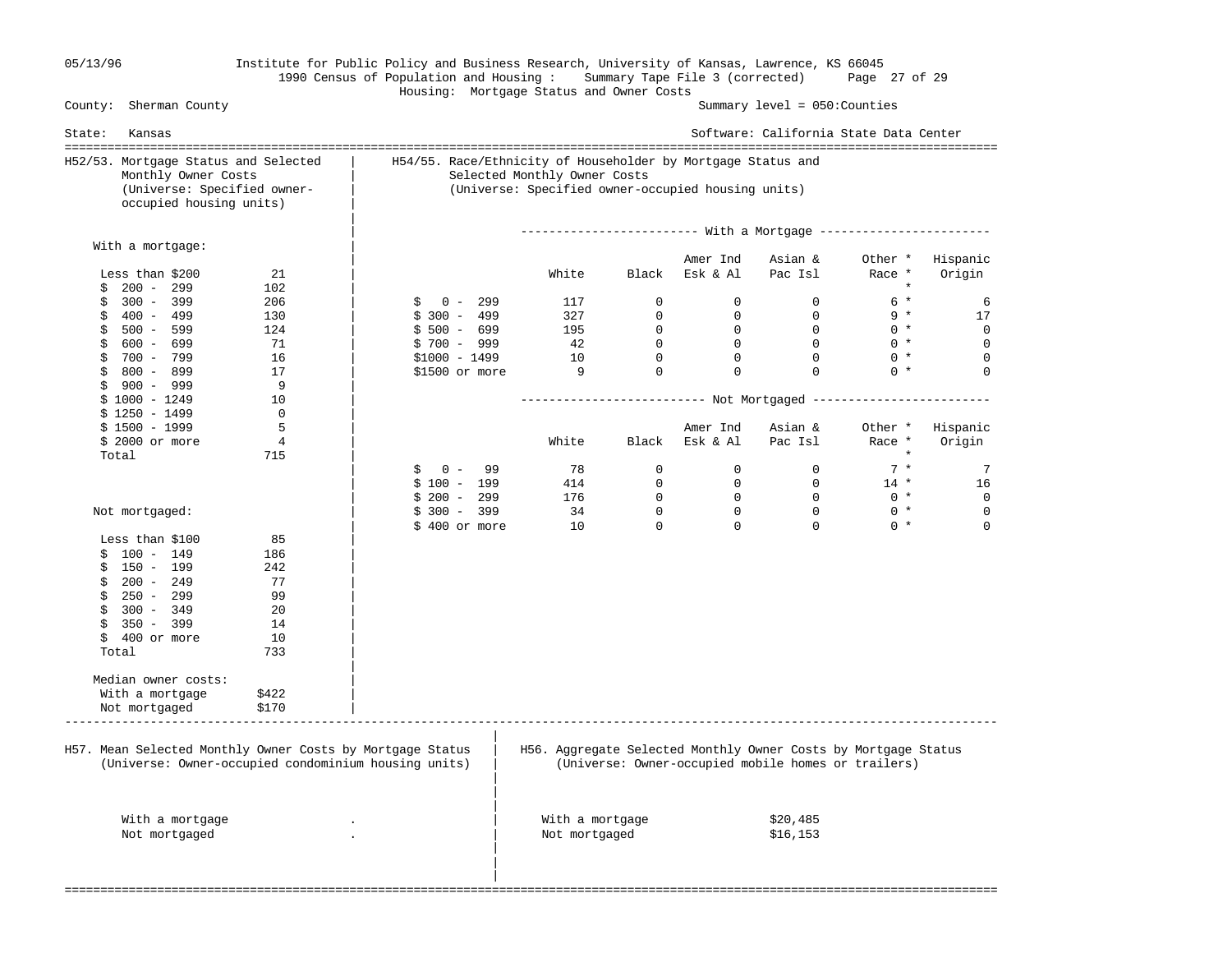County: Sherman County — Summary level = 050:Counties

State: Kansas

1990 Census of Population and Housing : Summary Tape File 3 (corrected)

Housing: Mortgage Status and Owner Costs

## H52/53. Mortgage Status and Selected Monthly Owner Costs
(Universe: Specified owner-occupied housing units)

**With a mortgage:**

| Cost | Units |
|---|---|
| Less than $200 | 21 |
| $ 200 - 299 | 102 |
| $ 300 - 399 | 206 |
| $ 400 - 499 | 130 |
| $ 500 - 599 | 124 |
| $ 600 - 699 | 71 |
| $ 700 - 799 | 16 |
| $ 800 - 899 | 17 |
| $ 900 - 999 | 9 |
| $ 1000 - 1249 | 10 |
| $ 1250 - 1499 | 0 |
| $ 1500 - 1999 | 5 |
| $ 2000 or more | 4 |
| Total | 715 |

**Not mortgaged:**

| Cost | Units |
|---|---|
| Less than $100 | 85 |
| $ 100 - 149 | 186 |
| $ 150 - 199 | 242 |
| $ 200 - 249 | 77 |
| $ 250 - 299 | 99 |
| $ 300 - 349 | 20 |
| $ 350 - 399 | 14 |
| $ 400 or more | 10 |
| Total | 733 |

**Median owner costs:**

| | |
|---|---|
| With a mortgage | $422 |
| Not mortgaged | $170 |

## H54/55. Race/Ethnicity of Householder by Mortgage Status and Selected Monthly Owner Costs
(Universe: Specified owner-occupied housing units)

**With a Mortgage**

| | White | Black | Amer Ind Esk & Al | Asian & Pac Isl | Other * Race * | Hispanic Origin |
|---|---|---|---|---|---|---|
| $ 0 - 299 | 117 | 0 | 0 | 0 | 6 * | 6 |
| $ 300 - 499 | 327 | 0 | 0 | 0 | 9 * | 17 |
| $ 500 - 699 | 195 | 0 | 0 | 0 | 0 * | 0 |
| $ 700 - 999 | 42 | 0 | 0 | 0 | 0 * | 0 |
| $1000 - 1499 | 10 | 0 | 0 | 0 | 0 * | 0 |
| $1500 or more | 9 | 0 | 0 | 0 | 0 * | 0 |

**Not Mortgaged**

| | White | Black | Amer Ind Esk & Al | Asian & Pac Isl | Other * Race * | Hispanic Origin |
|---|---|---|---|---|---|---|
| $ 0 - 99 | 78 | 0 | 0 | 0 | 7 * | 7 |
| $ 100 - 199 | 414 | 0 | 0 | 0 | 14 * | 16 |
| $ 200 - 299 | 176 | 0 | 0 | 0 | 0 * | 0 |
| $ 300 - 399 | 34 | 0 | 0 | 0 | 0 * | 0 |
| $ 400 or more | 10 | 0 | 0 | 0 | 0 * | 0 |

## H57. Mean Selected Monthly Owner Costs by Mortgage Status
(Universe: Owner-occupied condominium housing units)

| | |
|---|---|
| With a mortgage | . |
| Not mortgaged | . |

## H56. Aggregate Selected Monthly Owner Costs by Mortgage Status
(Universe: Owner-occupied mobile homes or trailers)

| | |
|---|---|
| With a mortgage | $20,485 |
| Not mortgaged | $16,153 |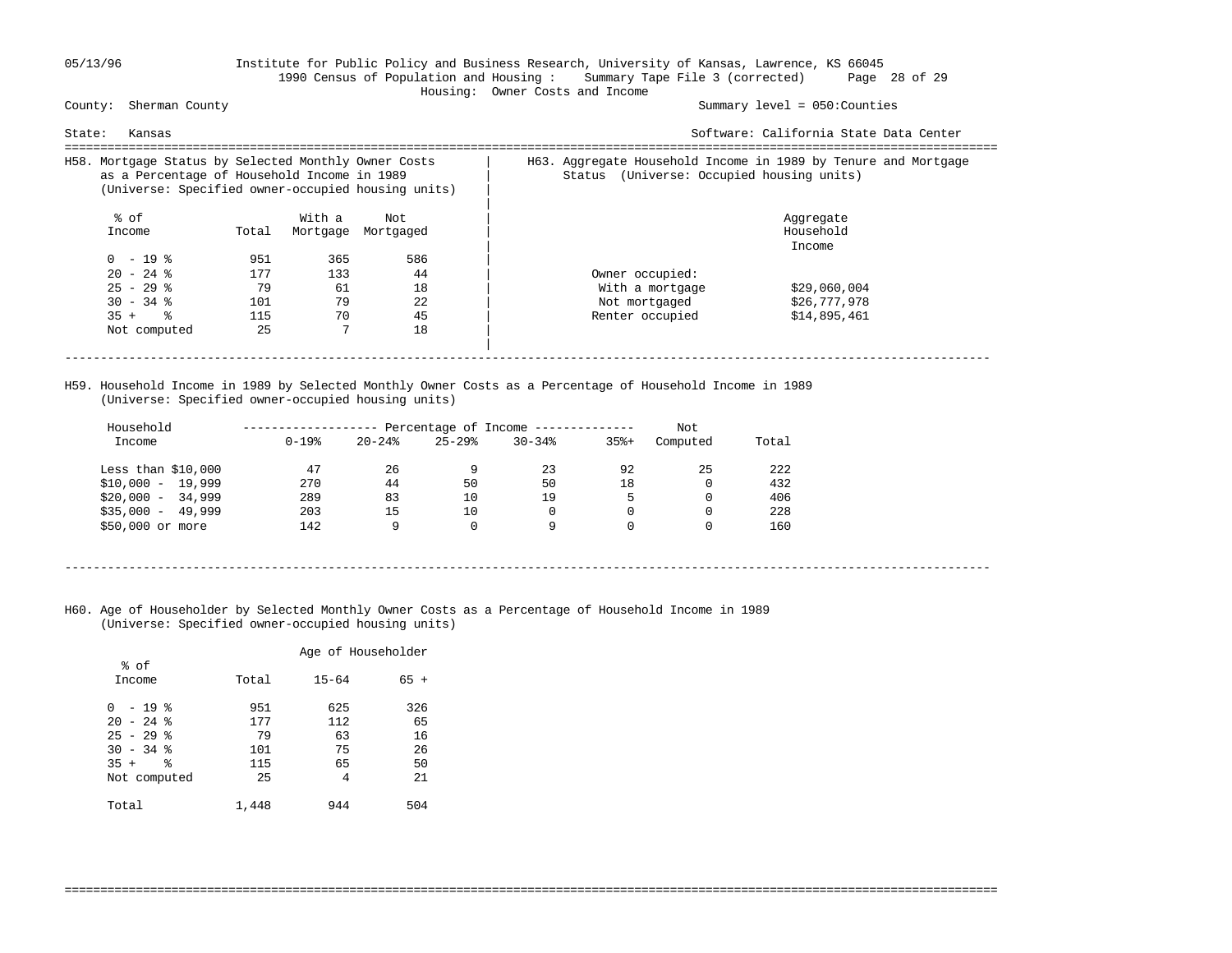County: Sherman County — Summary level = 050:Counties

State: Kansas

1990 Census of Population and Housing : Summary Tape File 3 (corrected)

Housing: Owner Costs and Income

## H58. Mortgage Status by Selected Monthly Owner Costs as a Percentage of Household Income in 1989
(Universe: Specified owner-occupied housing units)

| % of Income | Total | With a Mortgage | Not Mortgaged |
|---|---|---|---|
| 0 - 19 % | 951 | 365 | 586 |
| 20 - 24 % | 177 | 133 | 44 |
| 25 - 29 % | 79 | 61 | 18 |
| 30 - 34 % | 101 | 79 | 22 |
| 35 + % | 115 | 70 | 45 |
| Not computed | 25 | 7 | 18 |

## H63. Aggregate Household Income in 1989 by Tenure and Mortgage Status (Universe: Occupied housing units)

| | Aggregate Household Income |
|---|---|
| Owner occupied: | |
| With a mortgage | $29,060,004 |
| Not mortgaged | $26,777,978 |
| Renter occupied | $14,895,461 |

## H59. Household Income in 1989 by Selected Monthly Owner Costs as a Percentage of Household Income in 1989
(Universe: Specified owner-occupied housing units)

| Household Income | Percentage of Income 0-19% | 20-24% | 25-29% | 30-34% | 35%+ | Not Computed | Total |
|---|---|---|---|---|---|---|---|
| Less than $10,000 | 47 | 26 | 9 | 23 | 92 | 25 | 222 |
| $10,000 - 19,999 | 270 | 44 | 50 | 50 | 18 | 0 | 432 |
| $20,000 - 34,999 | 289 | 83 | 10 | 19 | 5 | 0 | 406 |
| $35,000 - 49,999 | 203 | 15 | 10 | 0 | 0 | 0 | 228 |
| $50,000 or more | 142 | 9 | 0 | 9 | 0 | 0 | 160 |

## H60. Age of Householder by Selected Monthly Owner Costs as a Percentage of Household Income in 1989
(Universe: Specified owner-occupied housing units)

| % of Income | Total | Age of Householder 15-64 | 65 + |
|---|---|---|---|
| 0 - 19 % | 951 | 625 | 326 |
| 20 - 24 % | 177 | 112 | 65 |
| 25 - 29 % | 79 | 63 | 16 |
| 30 - 34 % | 101 | 75 | 26 |
| 35 + % | 115 | 65 | 50 |
| Not computed | 25 | 4 | 21 |
| Total | 1,448 | 944 | 504 |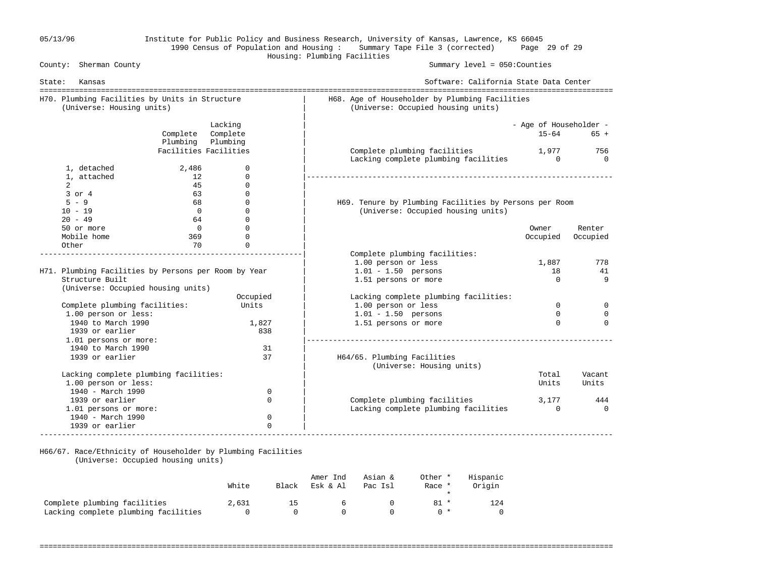County: Sherman County

Summary level = 050:Counties

State: Kansas

Software: California State Data Center

Housing: Plumbing Facilities

## H70. Plumbing Facilities by Units in Structure
(Universe: Housing units)

| | Complete Plumbing Facilities | Lacking Complete Plumbing Facilities |
|---|---|---|
| 1, detached | 2,486 | 0 |
| 1, attached | 12 | 0 |
| 2 | 45 | 0 |
| 3 or 4 | 63 | 0 |
| 5 - 9 | 68 | 0 |
| 10 - 19 | 0 | 0 |
| 20 - 49 | 64 | 0 |
| 50 or more | 0 | 0 |
| Mobile home | 369 | 0 |
| Other | 70 | 0 |

## H71. Plumbing Facilities by Persons per Room by Year Structure Built
(Universe: Occupied housing units)

| | Occupied Units |
|---|---|
| Complete plumbing facilities: | |
| 1.00 person or less: | |
| 1940 to March 1990 | 1,827 |
| 1939 or earlier | 838 |
| 1.01 persons or more: | |
| 1940 to March 1990 | 31 |
| 1939 or earlier | 37 |
| Lacking complete plumbing facilities: | |
| 1.00 person or less: | |
| 1940 - March 1990 | 0 |
| 1939 or earlier | 0 |
| 1.01 persons or more: | |
| 1940 - March 1990 | 0 |
| 1939 or earlier | 0 |

## H68. Age of Householder by Plumbing Facilities
(Universe: Occupied housing units)

| | - Age of Householder - | |
|---|---|---|
| | 15-64 | 65 + |
| Complete plumbing facilities | 1,977 | 756 |
| Lacking complete plumbing facilities | 0 | 0 |

## H69. Tenure by Plumbing Facilities by Persons per Room
(Universe: Occupied housing units)

| | Owner Occupied | Renter Occupied |
|---|---|---|
| Complete plumbing facilities: | | |
| 1.00 person or less | 1,887 | 778 |
| 1.01 - 1.50 persons | 18 | 41 |
| 1.51 persons or more | 0 | 9 |
| Lacking complete plumbing facilities: | | |
| 1.00 person or less | 0 | 0 |
| 1.01 - 1.50 persons | 0 | 0 |
| 1.51 persons or more | 0 | 0 |

## H64/65. Plumbing Facilities
(Universe: Housing units)

| | Total Units | Vacant Units |
|---|---|---|
| Complete plumbing facilities | 3,177 | 444 |
| Lacking complete plumbing facilities | 0 | 0 |

## H66/67. Race/Ethnicity of Householder by Plumbing Facilities
(Universe: Occupied housing units)

| | White | Black | Amer Ind Esk & Al | Asian & Pac Isl | Other * Race * * | Hispanic Origin |
|---|---|---|---|---|---|---|
| Complete plumbing facilities | 2,631 | 15 | 6 | 0 | 81 * | 124 |
| Lacking complete plumbing facilities | 0 | 0 | 0 | 0 | 0 * | 0 |